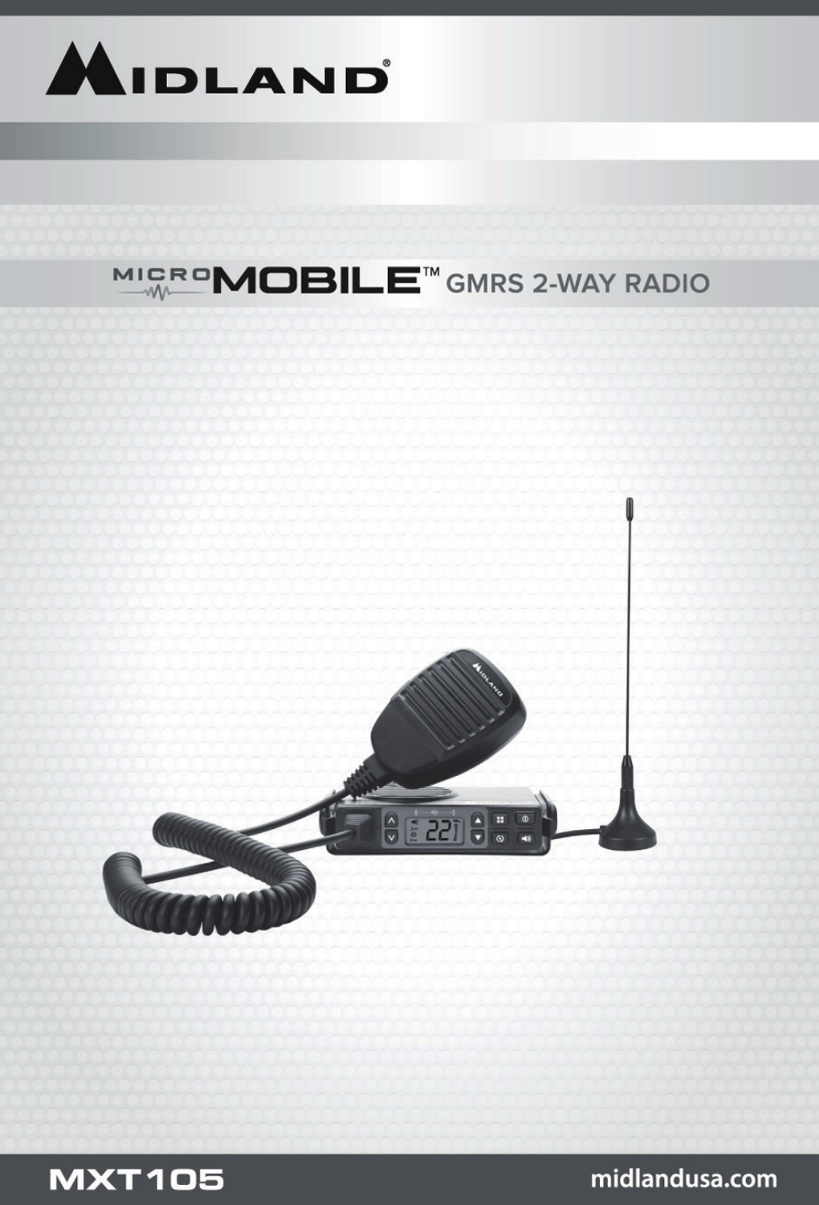# MIDLAND®

## MICROMOBILE™ GMRS 2-WAY RADIO

MXT105

midlandusa.com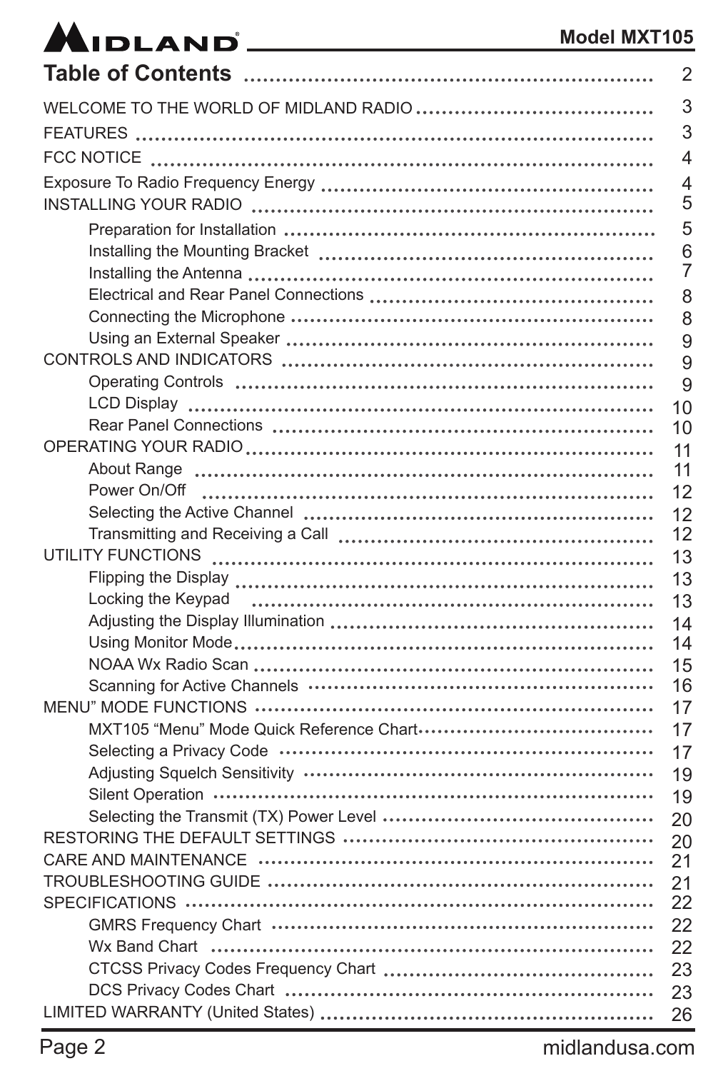# Table of Contents ........ 2

- WELCOME TO THE WORLD OF MIDLAND RADIO ........ 3
- FEATURES ........ 3
- FCC NOTICE ........ 4
- Exposure To Radio Frequency Energy ........ 4
- INSTALLING YOUR RADIO ........ 5
  - Preparation for Installation ........ 5
  - Installing the Mounting Bracket ........ 6
  - Installing the Antenna ........ 7
  - Electrical and Rear Panel Connections ........ 8
  - Connecting the Microphone ........ 8
  - Using an External Speaker ........ 9
- CONTROLS AND INDICATORS ........ 9
  - Operating Controls ........ 9
  - LCD Display ........ 10
  - Rear Panel Connections ........ 10
- OPERATING YOUR RADIO ........ 11
  - About Range ........ 11
  - Power On/Off ........ 12
  - Selecting the Active Channel ........ 12
  - Transmitting and Receiving a Call ........ 12
- UTILITY FUNCTIONS ........ 13
  - Flipping the Display ........ 13
  - Locking the Keypad ........ 13
  - Adjusting the Display Illumination ........ 14
  - Using Monitor Mode ........ 14
  - NOAA Wx Radio Scan ........ 15
  - Scanning for Active Channels ........ 16
- MENU" MODE FUNCTIONS ........ 17
  - MXT105 "Menu" Mode Quick Reference Chart ........ 17
  - Selecting a Privacy Code ........ 17
  - Adjusting Squelch Sensitivity ........ 19
  - Silent Operation ........ 19
  - Selecting the Transmit (TX) Power Level ........ 20
- RESTORING THE DEFAULT SETTINGS ........ 20
- CARE AND MAINTENANCE ........ 21
- TROUBLESHOOTING GUIDE ........ 21
- SPECIFICATIONS ........ 22
  - GMRS Frequency Chart ........ 22
  - Wx Band Chart ........ 22
  - CTCSS Privacy Codes Frequency Chart ........ 23
  - DCS Privacy Codes Chart ........ 23
- LIMITED WARRANTY (United States) ........ 26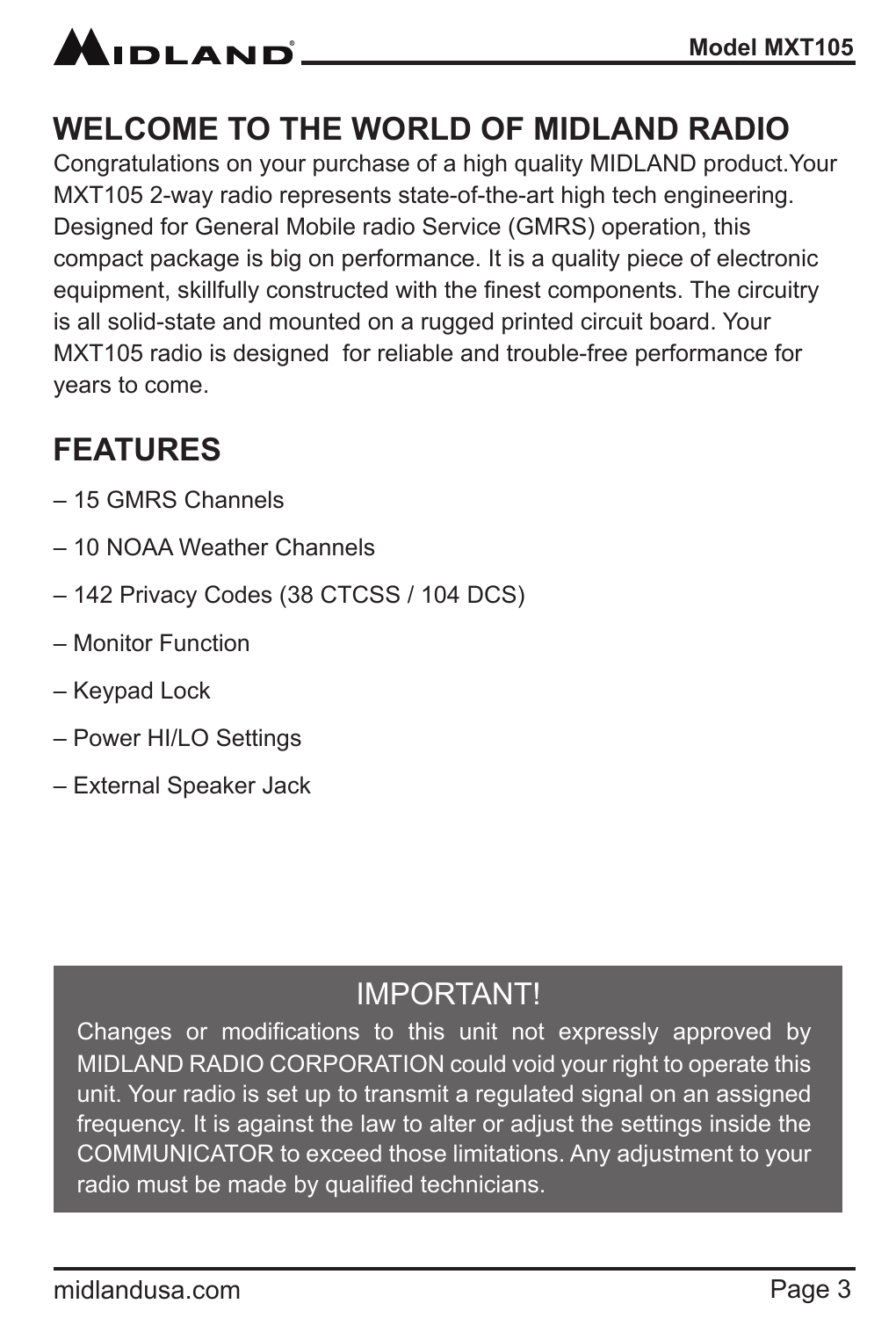## WELCOME TO THE WORLD OF MIDLAND RADIO

Congratulations on your purchase of a high quality MIDLAND product.Your MXT105 2-way radio represents state-of-the-art high tech engineering. Designed for General Mobile radio Service (GMRS) operation, this compact package is big on performance. It is a quality piece of electronic equipment, skillfully constructed with the finest components. The circuitry is all solid-state and mounted on a rugged printed circuit board. Your MXT105 radio is designed for reliable and trouble-free performance for years to come.

## FEATURES

– 15 GMRS Channels

– 10 NOAA Weather Channels

– 142 Privacy Codes (38 CTCSS / 104 DCS)

– Monitor Function

– Keypad Lock

– Power HI/LO Settings

– External Speaker Jack

### IMPORTANT!

Changes or modifications to this unit not expressly approved by MIDLAND RADIO CORPORATION could void your right to operate this unit. Your radio is set up to transmit a regulated signal on an assigned frequency. It is against the law to alter or adjust the settings inside the COMMUNICATOR to exceed those limitations. Any adjustment to your radio must be made by qualified technicians.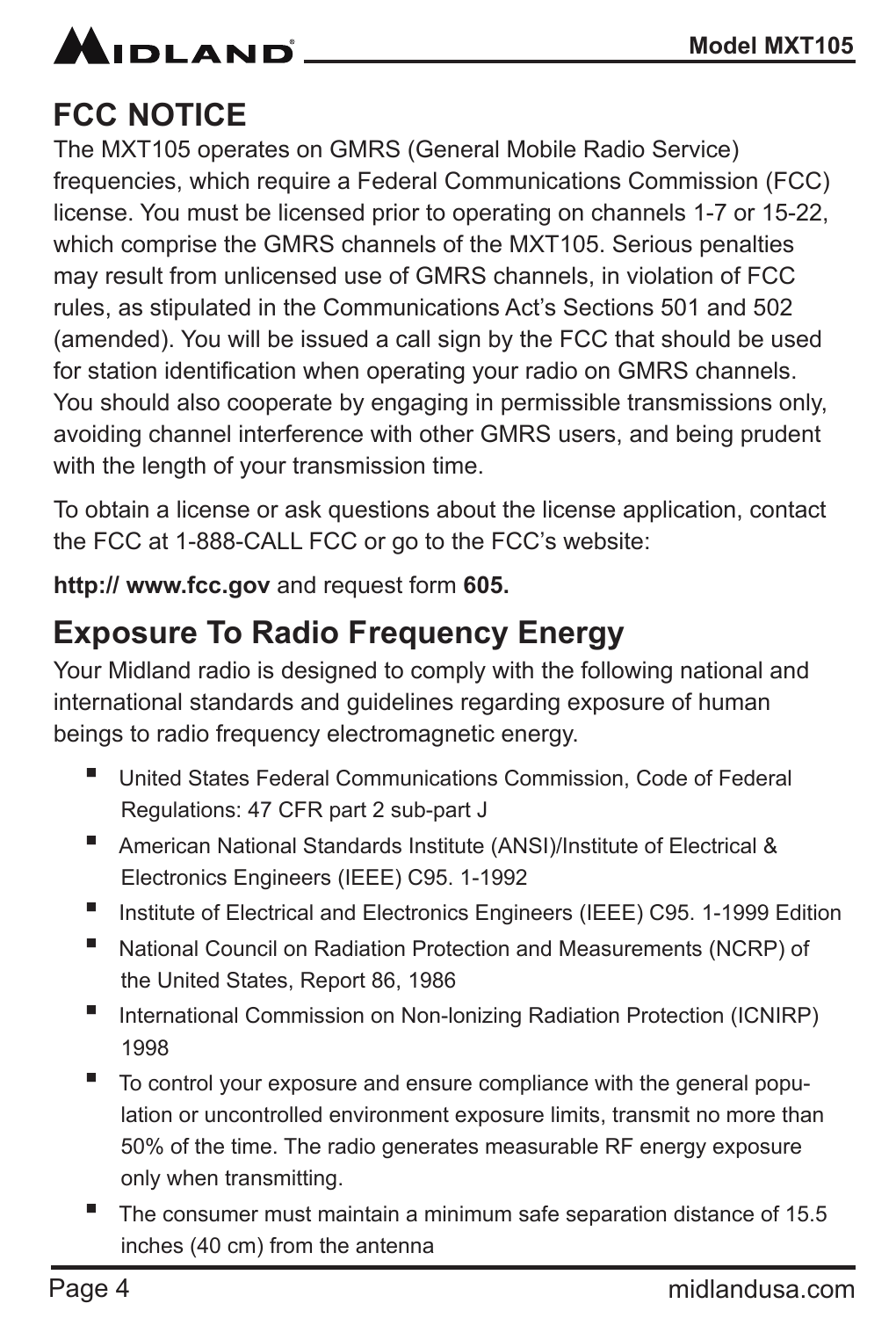## FCC NOTICE

The MXT105 operates on GMRS (General Mobile Radio Service) frequencies, which require a Federal Communications Commission (FCC) license. You must be licensed prior to operating on channels 1-7 or 15-22, which comprise the GMRS channels of the MXT105. Serious penalties may result from unlicensed use of GMRS channels, in violation of FCC rules, as stipulated in the Communications Act's Sections 501 and 502 (amended). You will be issued a call sign by the FCC that should be used for station identification when operating your radio on GMRS channels. You should also cooperate by engaging in permissible transmissions only, avoiding channel interference with other GMRS users, and being prudent with the length of your transmission time.

To obtain a license or ask questions about the license application, contact the FCC at 1-888-CALL FCC or go to the FCC's website:

**http:// www.fcc.gov** and request form **605.**

## Exposure To Radio Frequency Energy

Your Midland radio is designed to comply with the following national and international standards and guidelines regarding exposure of human beings to radio frequency electromagnetic energy.

- United States Federal Communications Commission, Code of Federal Regulations: 47 CFR part 2 sub-part J
- American National Standards Institute (ANSI)/Institute of Electrical & Electronics Engineers (IEEE) C95. 1-1992
- Institute of Electrical and Electronics Engineers (IEEE) C95. 1-1999 Edition
- National Council on Radiation Protection and Measurements (NCRP) of the United States, Report 86, 1986
- International Commission on Non-Ionizing Radiation Protection (ICNIRP) 1998
- To control your exposure and ensure compliance with the general population or uncontrolled environment exposure limits, transmit no more than 50% of the time. The radio generates measurable RF energy exposure only when transmitting.
- The consumer must maintain a minimum safe separation distance of 15.5 inches (40 cm) from the antenna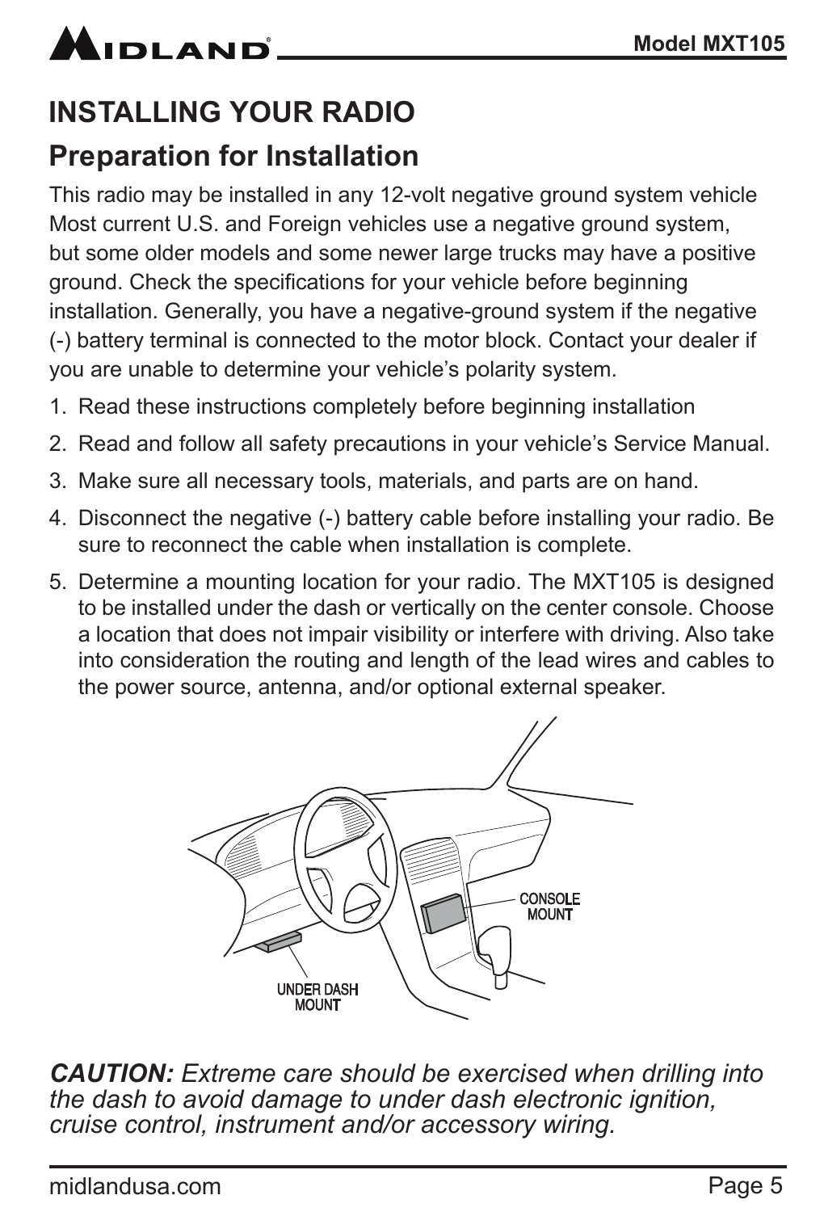# INSTALLING YOUR RADIO

## Preparation for Installation

This radio may be installed in any 12-volt negative ground system vehicle Most current U.S. and Foreign vehicles use a negative ground system, but some older models and some newer large trucks may have a positive ground. Check the specifications for your vehicle before beginning installation. Generally, you have a negative-ground system if the negative (-) battery terminal is connected to the motor block. Contact your dealer if you are unable to determine your vehicle's polarity system.

1. Read these instructions completely before beginning installation
2. Read and follow all safety precautions in your vehicle's Service Manual.
3. Make sure all necessary tools, materials, and parts are on hand.
4. Disconnect the negative (-) battery cable before installing your radio. Be sure to reconnect the cable when installation is complete.
5. Determine a mounting location for your radio. The MXT105 is designed to be installed under the dash or vertically on the center console. Choose a location that does not impair visibility or interfere with driving. Also take into consideration the routing and length of the lead wires and cables to the power source, antenna, and/or optional external speaker.

CONSOLE MOUNT

UNDER DASH MOUNT

***CAUTION:*** *Extreme care should be exercised when drilling into the dash to avoid damage to under dash electronic ignition, cruise control, instrument and/or accessory wiring.*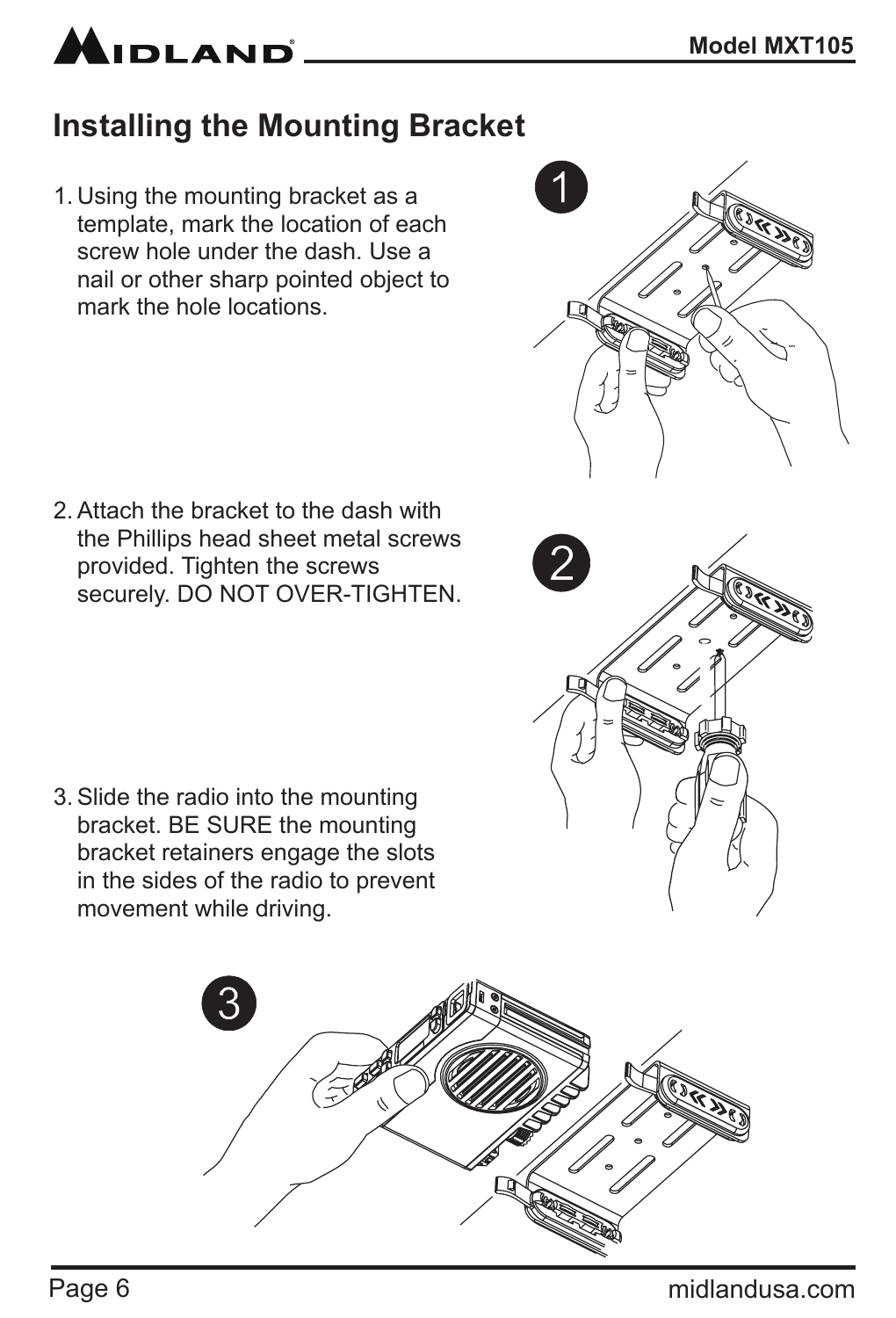## Installing the Mounting Bracket

1. Using the mounting bracket as a template, mark the location of each screw hole under the dash. Use a nail or other sharp pointed object to mark the hole locations.

2. Attach the bracket to the dash with the Phillips head sheet metal screws provided. Tighten the screws securely. DO NOT OVER-TIGHTEN.

3. Slide the radio into the mounting bracket. BE SURE the mounting bracket retainers engage the slots in the sides of the radio to prevent movement while driving.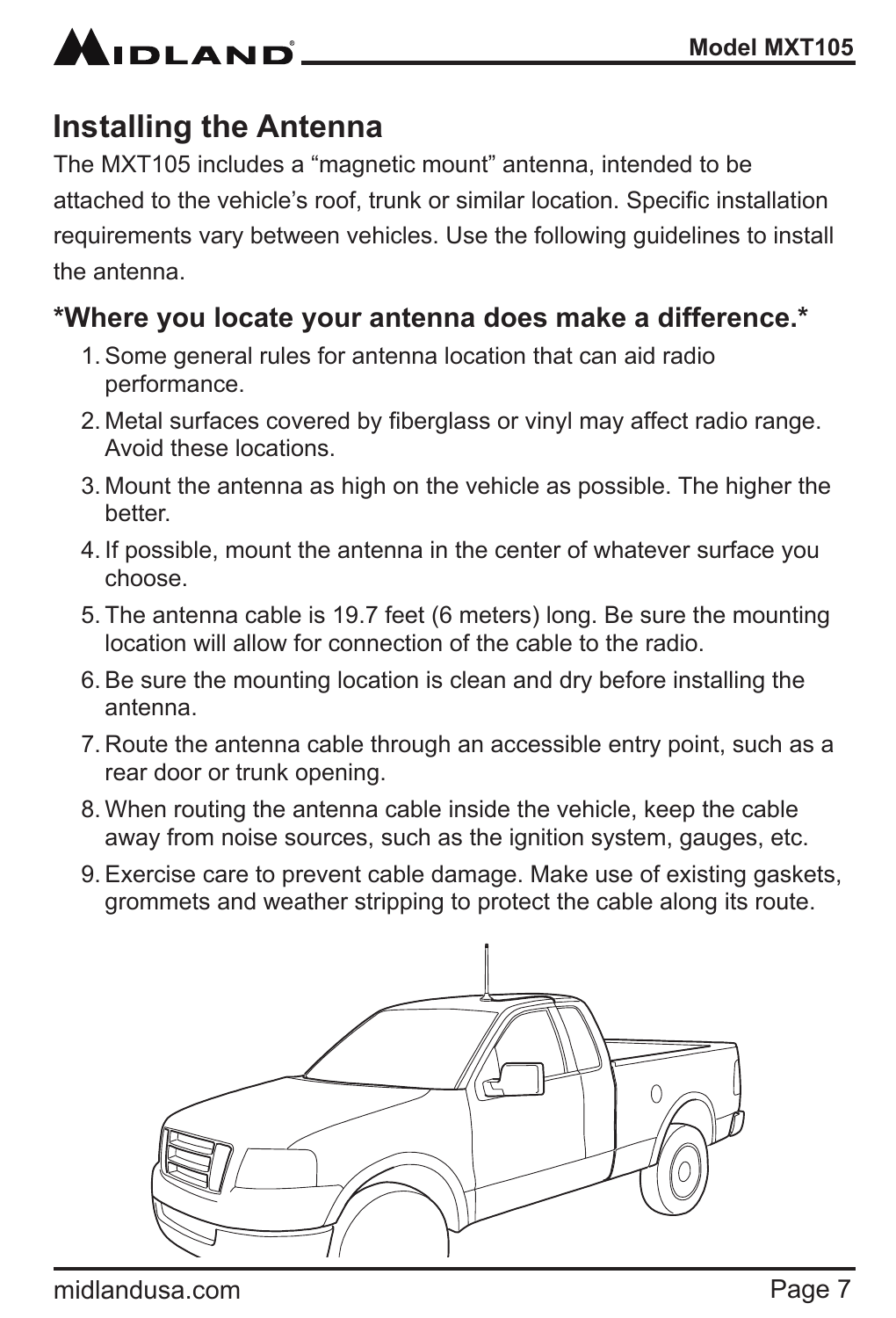## Installing the Antenna

The MXT105 includes a "magnetic mount" antenna, intended to be attached to the vehicle's roof, trunk or similar location. Specific installation requirements vary between vehicles. Use the following guidelines to install the antenna.

### *Where you locate your antenna does make a difference.*

1. Some general rules for antenna location that can aid radio performance.
2. Metal surfaces covered by fiberglass or vinyl may affect radio range. Avoid these locations.
3. Mount the antenna as high on the vehicle as possible. The higher the better.
4. If possible, mount the antenna in the center of whatever surface you choose.
5. The antenna cable is 19.7 feet (6 meters) long. Be sure the mounting location will allow for connection of the cable to the radio.
6. Be sure the mounting location is clean and dry before installing the antenna.
7. Route the antenna cable through an accessible entry point, such as a rear door or trunk opening.
8. When routing the antenna cable inside the vehicle, keep the cable away from noise sources, such as the ignition system, gauges, etc.
9. Exercise care to prevent cable damage. Make use of existing gaskets, grommets and weather stripping to protect the cable along its route.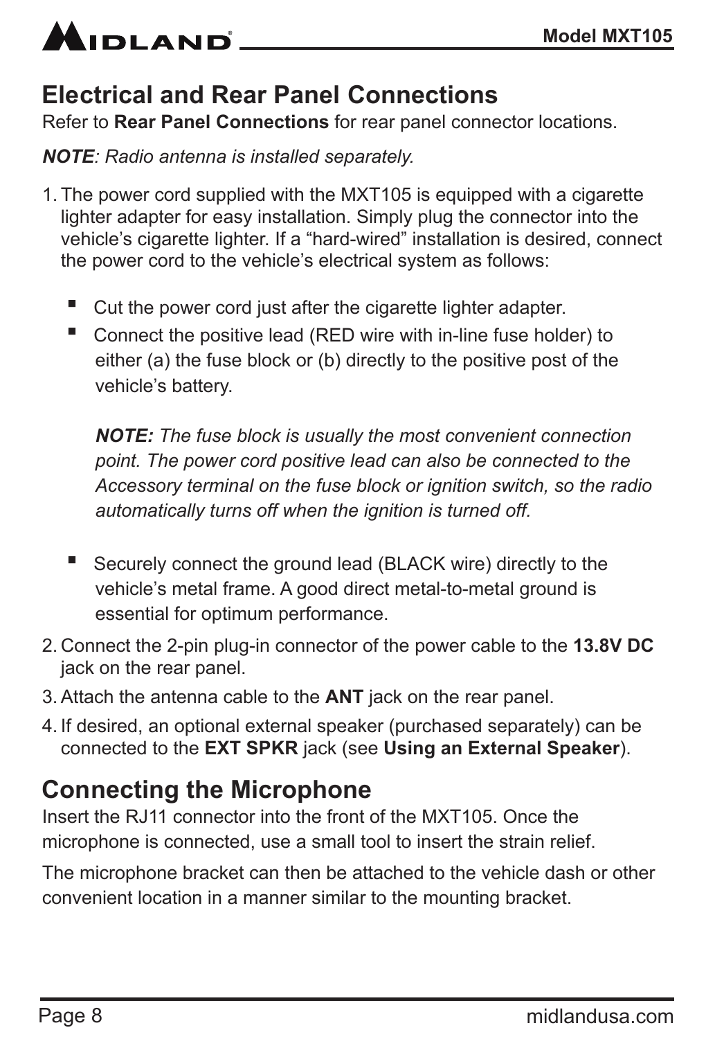## Electrical and Rear Panel Connections

Refer to **Rear Panel Connections** for rear panel connector locations.

***NOTE**: Radio antenna is installed separately.*

1. The power cord supplied with the MXT105 is equipped with a cigarette lighter adapter for easy installation. Simply plug the connector into the vehicle's cigarette lighter. If a "hard-wired" installation is desired, connect the power cord to the vehicle's electrical system as follows:

   - Cut the power cord just after the cigarette lighter adapter.
   - Connect the positive lead (RED wire with in-line fuse holder) to either (a) the fuse block or (b) directly to the positive post of the vehicle's battery.

     ***NOTE:** The fuse block is usually the most convenient connection point. The power cord positive lead can also be connected to the Accessory terminal on the fuse block or ignition switch, so the radio automatically turns off when the ignition is turned off.*

   - Securely connect the ground lead (BLACK wire) directly to the vehicle's metal frame. A good direct metal-to-metal ground is essential for optimum performance.

2. Connect the 2-pin plug-in connector of the power cable to the **13.8V DC** jack on the rear panel.
3. Attach the antenna cable to the **ANT** jack on the rear panel.
4. If desired, an optional external speaker (purchased separately) can be connected to the **EXT SPKR** jack (see **Using an External Speaker**).

## Connecting the Microphone

Insert the RJ11 connector into the front of the MXT105. Once the microphone is connected, use a small tool to insert the strain relief.

The microphone bracket can then be attached to the vehicle dash or other convenient location in a manner similar to the mounting bracket.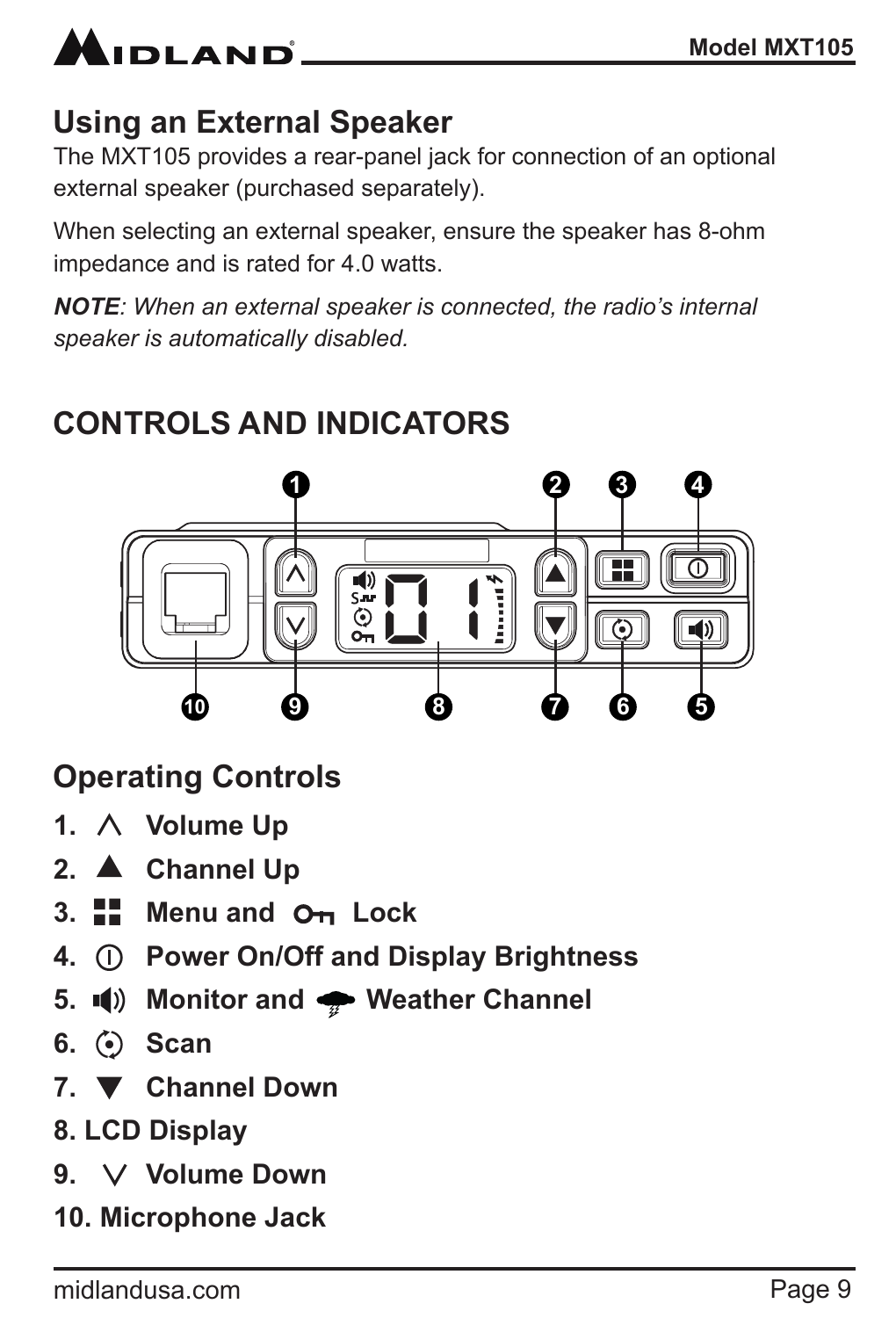## Using an External Speaker

The MXT105 provides a rear-panel jack for connection of an optional external speaker (purchased separately).

When selecting an external speaker, ensure the speaker has 8-ohm impedance and is rated for 4.0 watts.

***NOTE**: When an external speaker is connected, the radio's internal speaker is automatically disabled.*

## CONTROLS AND INDICATORS

## Operating Controls

1. ∧ **Volume Up**
2. ▲ **Channel Up**
3. **Menu and Lock**
4. **Power On/Off and Display Brightness**
5. **Monitor and Weather Channel**
6. **Scan**
7. ▼ **Channel Down**
8. **LCD Display**
9. ∨ **Volume Down**
10. **Microphone Jack**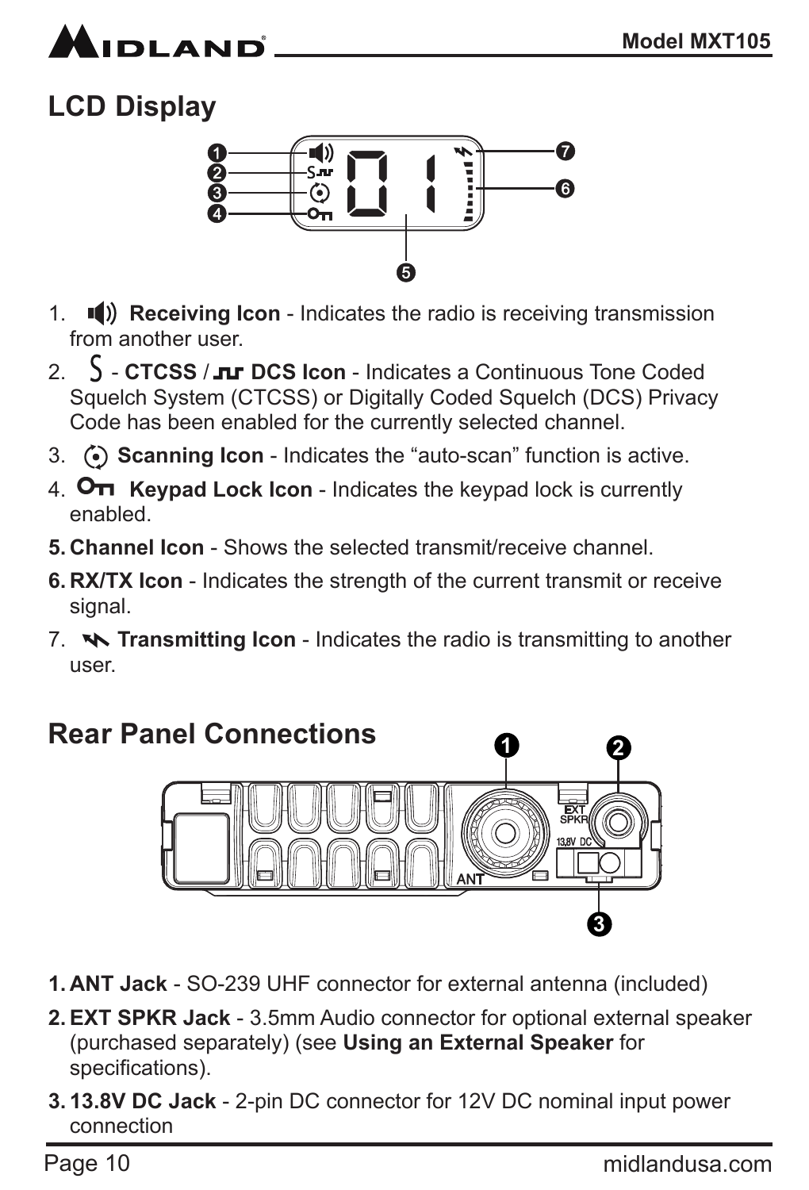## LCD Display

1. Receiving Icon - Indicates the radio is receiving transmission from another user.
2. - **CTCSS / DCS Icon** - Indicates a Continuous Tone Coded Squelch System (CTCSS) or Digitally Coded Squelch (DCS) Privacy Code has been enabled for the currently selected channel.
3. **Scanning Icon** - Indicates the "auto-scan" function is active.
4. **Keypad Lock Icon** - Indicates the keypad lock is currently enabled.
5. **Channel Icon** - Shows the selected transmit/receive channel.
6. **RX/TX Icon** - Indicates the strength of the current transmit or receive signal.
7. **Transmitting Icon** - Indicates the radio is transmitting to another user.

## Rear Panel Connections

1. **ANT Jack** - SO-239 UHF connector for external antenna (included)
2. **EXT SPKR Jack** - 3.5mm Audio connector for optional external speaker (purchased separately) (see **Using an External Speaker** for specifications).
3. **13.8V DC Jack** - 2-pin DC connector for 12V DC nominal input power connection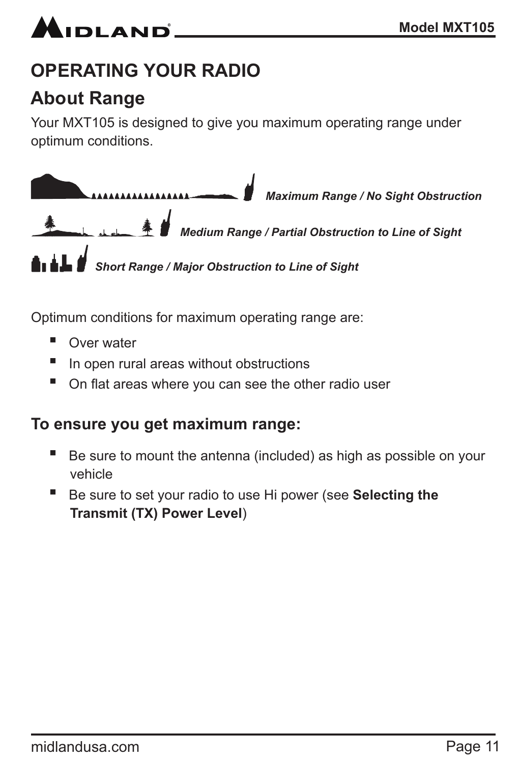# OPERATING YOUR RADIO

## About Range

Your MXT105 is designed to give you maximum operating range under optimum conditions.

*Maximum Range / No Sight Obstruction*

*Medium Range / Partial Obstruction to Line of Sight*

*Short Range / Major Obstruction to Line of Sight*

Optimum conditions for maximum operating range are:

- Over water
- In open rural areas without obstructions
- On flat areas where you can see the other radio user

### To ensure you get maximum range:

- Be sure to mount the antenna (included) as high as possible on your vehicle
- Be sure to set your radio to use Hi power (see **Selecting the Transmit (TX) Power Level**)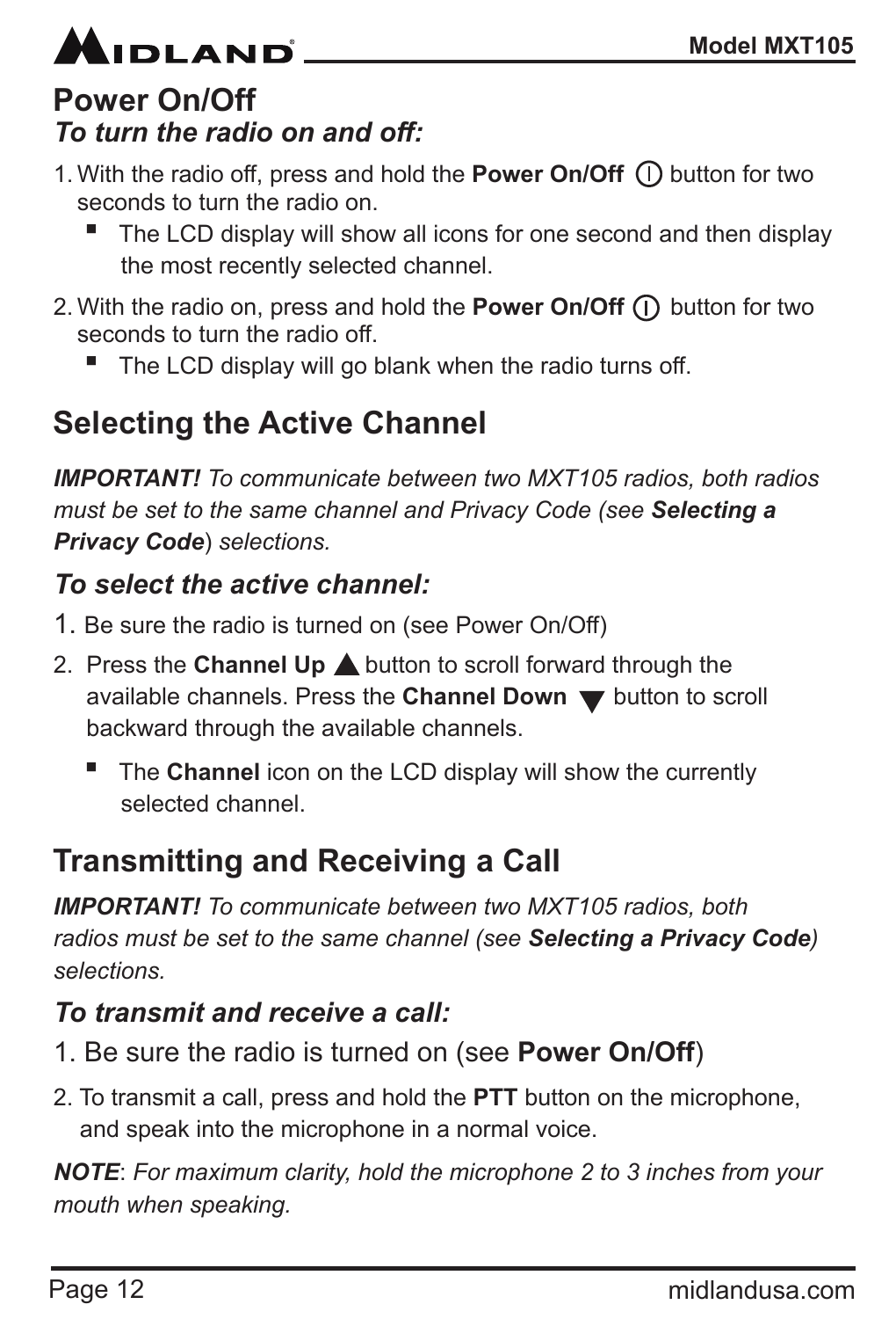## Power On/Off

### *To turn the radio on and off:*

1. With the radio off, press and hold the **Power On/Off** ⏽ button for two seconds to turn the radio on.
   - The LCD display will show all icons for one second and then display the most recently selected channel.
2. With the radio on, press and hold the **Power On/Off** ⏽ button for two seconds to turn the radio off.
   - The LCD display will go blank when the radio turns off.

## Selecting the Active Channel

***IMPORTANT!*** *To communicate between two MXT105 radios, both radios must be set to the same channel and Privacy Code (see* ***Selecting a Privacy Code****) selections.*

### *To select the active channel:*

1. Be sure the radio is turned on (see Power On/Off)
2. Press the **Channel Up** ▲ button to scroll forward through the available channels. Press the **Channel Down** ▼ button to scroll backward through the available channels.
   - The **Channel** icon on the LCD display will show the currently selected channel.

## Transmitting and Receiving a Call

***IMPORTANT!*** *To communicate between two MXT105 radios, both radios must be set to the same channel (see* ***Selecting a Privacy Code****) selections.*

### *To transmit and receive a call:*

1. Be sure the radio is turned on (see **Power On/Off**)
2. To transmit a call, press and hold the **PTT** button on the microphone, and speak into the microphone in a normal voice.

***NOTE***: *For maximum clarity, hold the microphone 2 to 3 inches from your mouth when speaking.*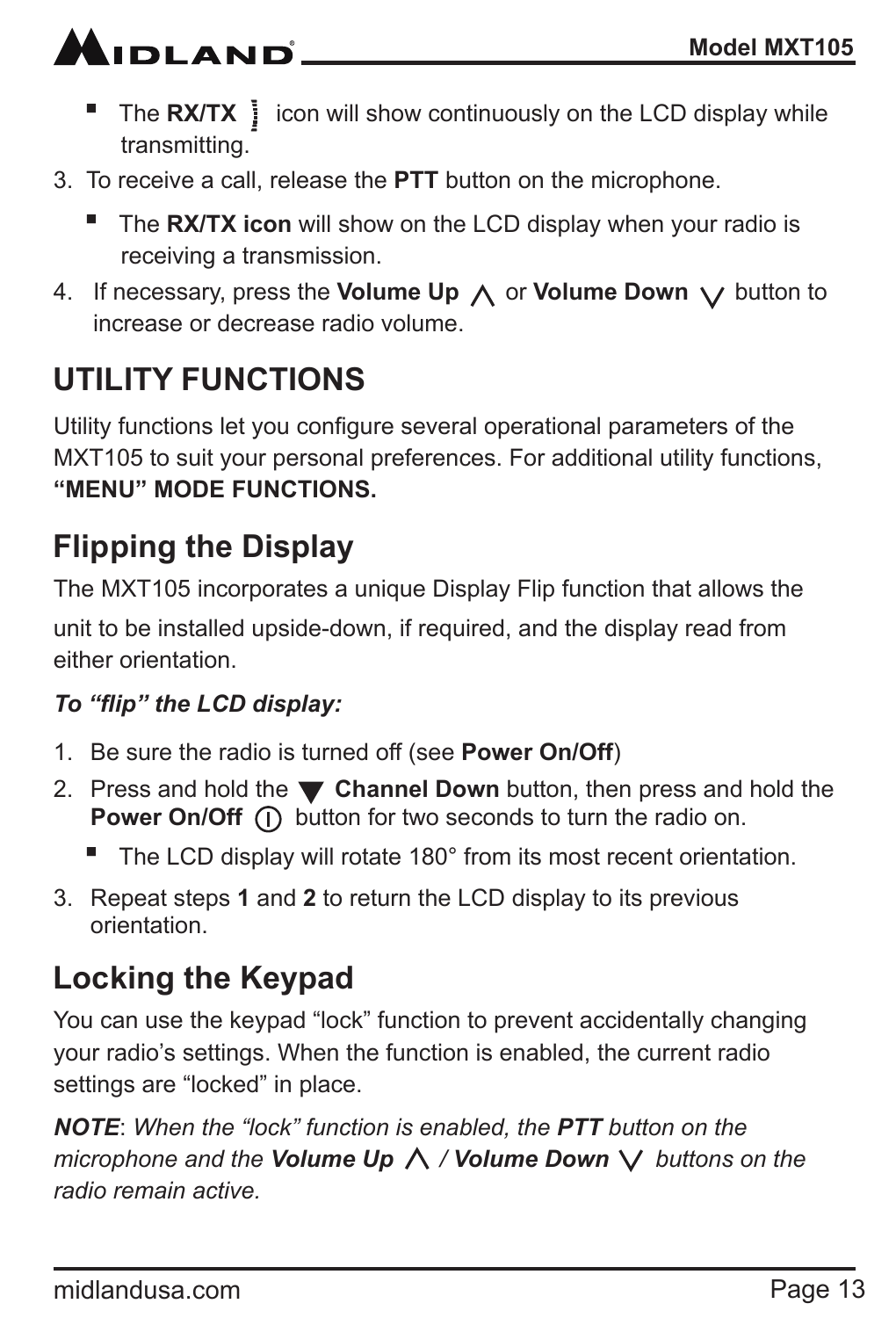- The **RX/TX** icon will show continuously on the LCD display while transmitting.

3. To receive a call, release the **PTT** button on the microphone.
    - The **RX/TX icon** will show on the LCD display when your radio is receiving a transmission.
4. If necessary, press the **Volume Up** ⋀ or **Volume Down** ⋁ button to increase or decrease radio volume.

# UTILITY FUNCTIONS

Utility functions let you configure several operational parameters of the MXT105 to suit your personal preferences. For additional utility functions, **"MENU" MODE FUNCTIONS.**

## Flipping the Display

The MXT105 incorporates a unique Display Flip function that allows the unit to be installed upside-down, if required, and the display read from either orientation.

***To "flip" the LCD display:***

1. Be sure the radio is turned off (see **Power On/Off**)
2. Press and hold the ▼ **Channel Down** button, then press and hold the **Power On/Off** button for two seconds to turn the radio on.
    - The LCD display will rotate 180° from its most recent orientation.
3. Repeat steps **1** and **2** to return the LCD display to its previous orientation.

## Locking the Keypad

You can use the keypad "lock" function to prevent accidentally changing your radio's settings. When the function is enabled, the current radio settings are "locked" in place.

***NOTE***: *When the "lock" function is enabled, the **PTT** button on the microphone and the **Volume Up** ⋀ / **Volume Down** ⋁ buttons on the radio remain active.*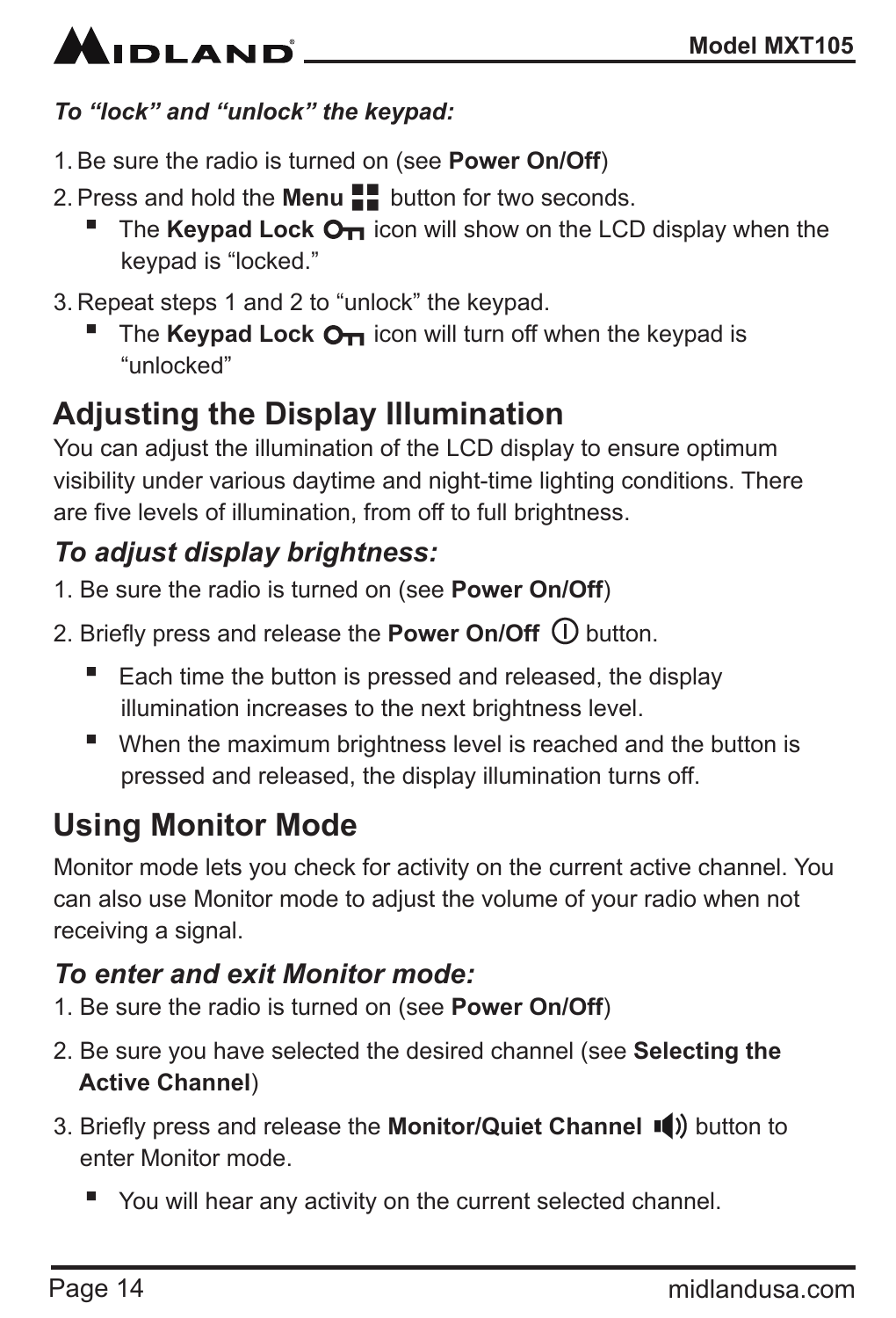*To "lock" and "unlock" the keypad:*

1. Be sure the radio is turned on (see **Power On/Off**)
2. Press and hold the **Menu** button for two seconds.
   - The **Keypad Lock** icon will show on the LCD display when the keypad is "locked."
3. Repeat steps 1 and 2 to "unlock" the keypad.
   - The **Keypad Lock** icon will turn off when the keypad is "unlocked"

## Adjusting the Display Illumination

You can adjust the illumination of the LCD display to ensure optimum visibility under various daytime and night-time lighting conditions. There are five levels of illumination, from off to full brightness.

### *To adjust display brightness:*

1. Be sure the radio is turned on (see **Power On/Off**)
2. Briefly press and release the **Power On/Off** button.
   - Each time the button is pressed and released, the display illumination increases to the next brightness level.
   - When the maximum brightness level is reached and the button is pressed and released, the display illumination turns off.

## Using Monitor Mode

Monitor mode lets you check for activity on the current active channel. You can also use Monitor mode to adjust the volume of your radio when not receiving a signal.

### *To enter and exit Monitor mode:*

1. Be sure the radio is turned on (see **Power On/Off**)
2. Be sure you have selected the desired channel (see **Selecting the Active Channel**)
3. Briefly press and release the **Monitor/Quiet Channel** button to enter Monitor mode.
   - You will hear any activity on the current selected channel.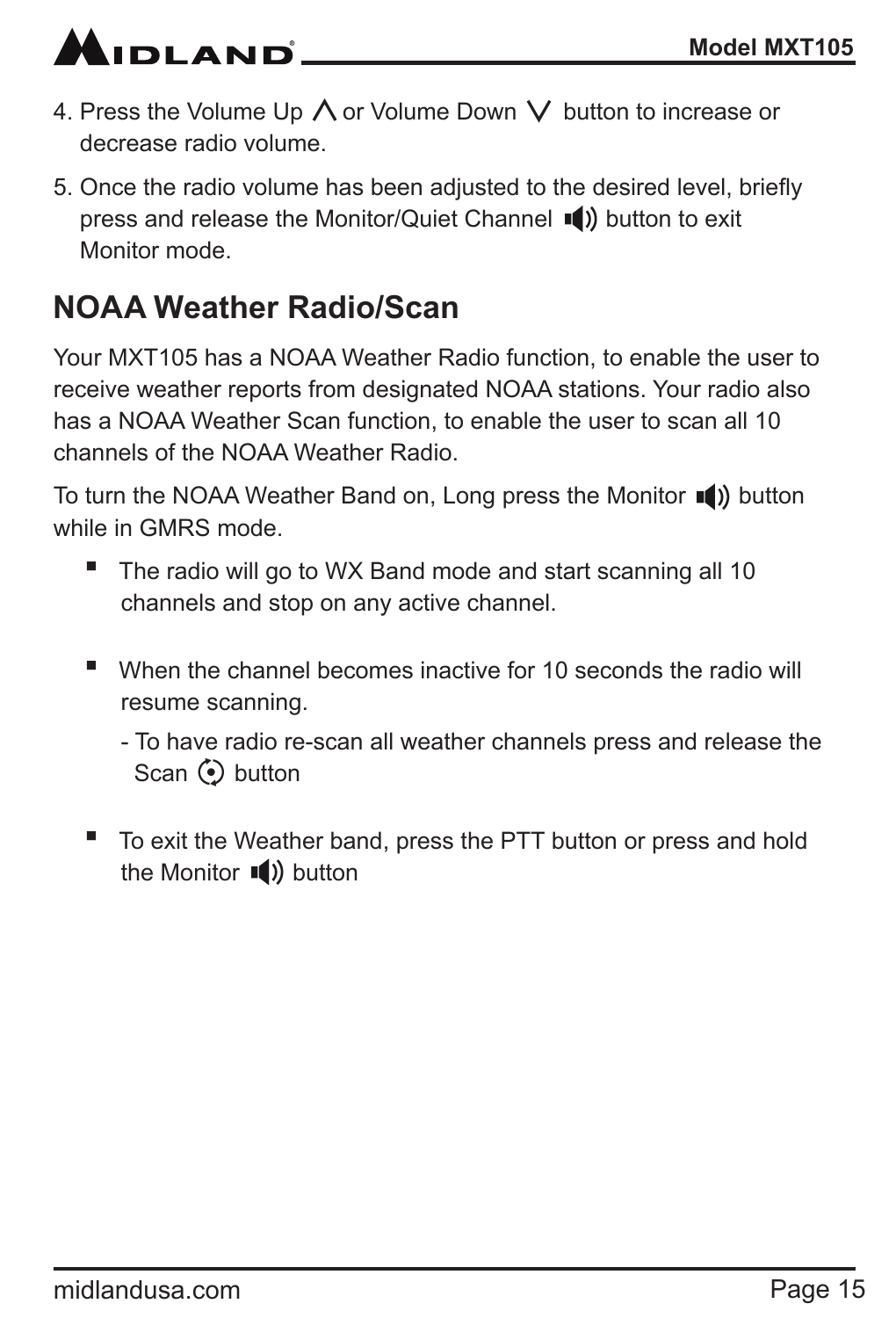4. Press the Volume Up ⋀ or Volume Down ⋁ button to increase or decrease radio volume.

5. Once the radio volume has been adjusted to the desired level, briefly press and release the Monitor/Quiet Channel 🔊 button to exit Monitor mode.

## NOAA Weather Radio/Scan

Your MXT105 has a NOAA Weather Radio function, to enable the user to receive weather reports from designated NOAA stations. Your radio also has a NOAA Weather Scan function, to enable the user to scan all 10 channels of the NOAA Weather Radio.

To turn the NOAA Weather Band on, Long press the Monitor 🔊 button while in GMRS mode.

- The radio will go to WX Band mode and start scanning all 10 channels and stop on any active channel.

- When the channel becomes inactive for 10 seconds the radio will resume scanning.
  - To have radio re-scan all weather channels press and release the Scan button

- To exit the Weather band, press the PTT button or press and hold the Monitor 🔊 button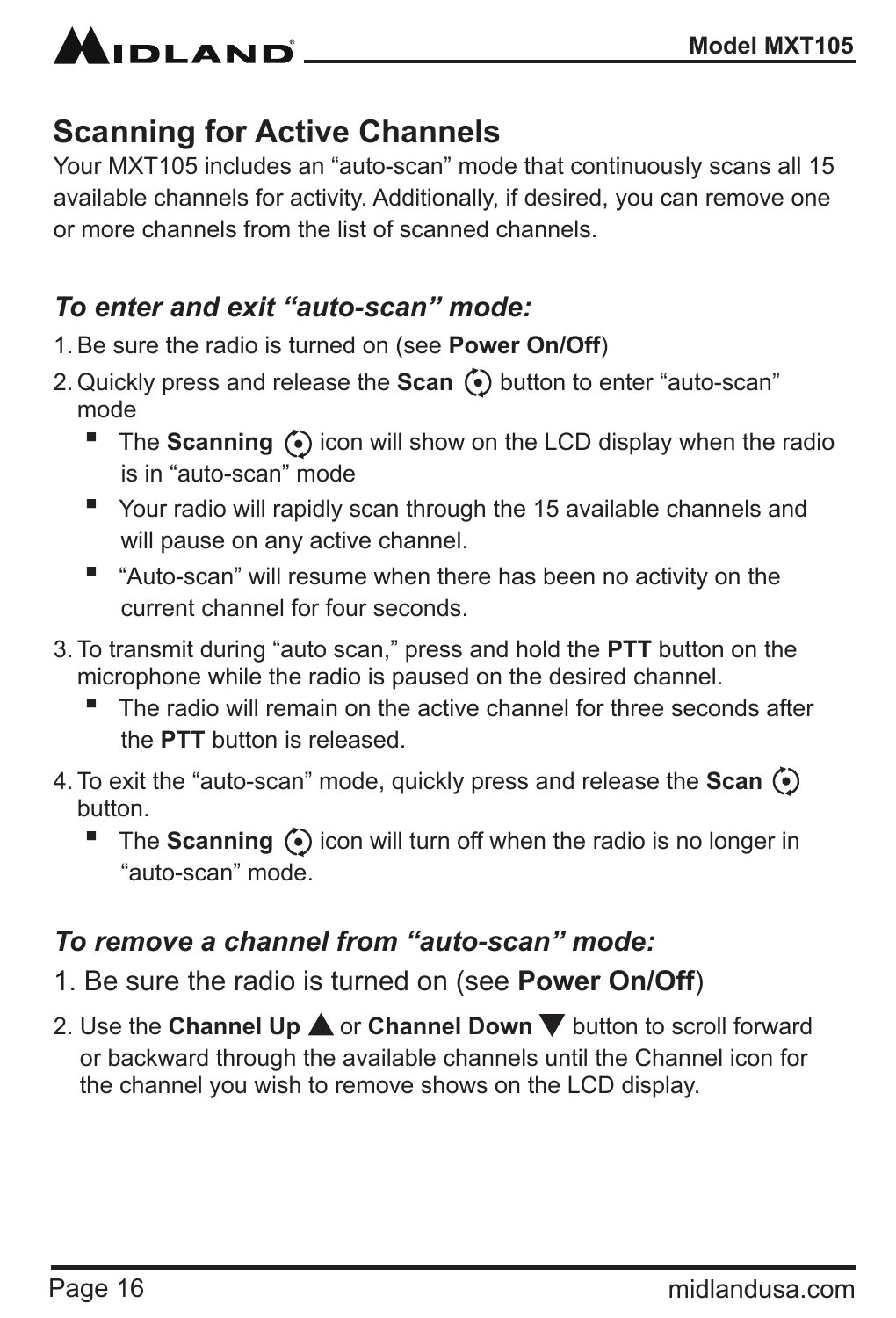## Scanning for Active Channels

Your MXT105 includes an “auto-scan” mode that continuously scans all 15 available channels for activity. Additionally, if desired, you can remove one or more channels from the list of scanned channels.

### *To enter and exit “auto-scan” mode:*

1. Be sure the radio is turned on (see **Power On/Off**)
2. Quickly press and release the **Scan** button to enter “auto-scan” mode
   - The **Scanning** icon will show on the LCD display when the radio is in “auto-scan” mode
   - Your radio will rapidly scan through the 15 available channels and will pause on any active channel.
   - “Auto-scan” will resume when there has been no activity on the current channel for four seconds.
3. To transmit during “auto scan,” press and hold the **PTT** button on the microphone while the radio is paused on the desired channel.
   - The radio will remain on the active channel for three seconds after the **PTT** button is released.
4. To exit the “auto-scan” mode, quickly press and release the **Scan** button.
   - The **Scanning** icon will turn off when the radio is no longer in “auto-scan” mode.

### *To remove a channel from “auto-scan” mode:*

1. Be sure the radio is turned on (see **Power On/Off**)
2. Use the **Channel Up** ▲ or **Channel Down** ▼ button to scroll forward or backward through the available channels until the Channel icon for the channel you wish to remove shows on the LCD display.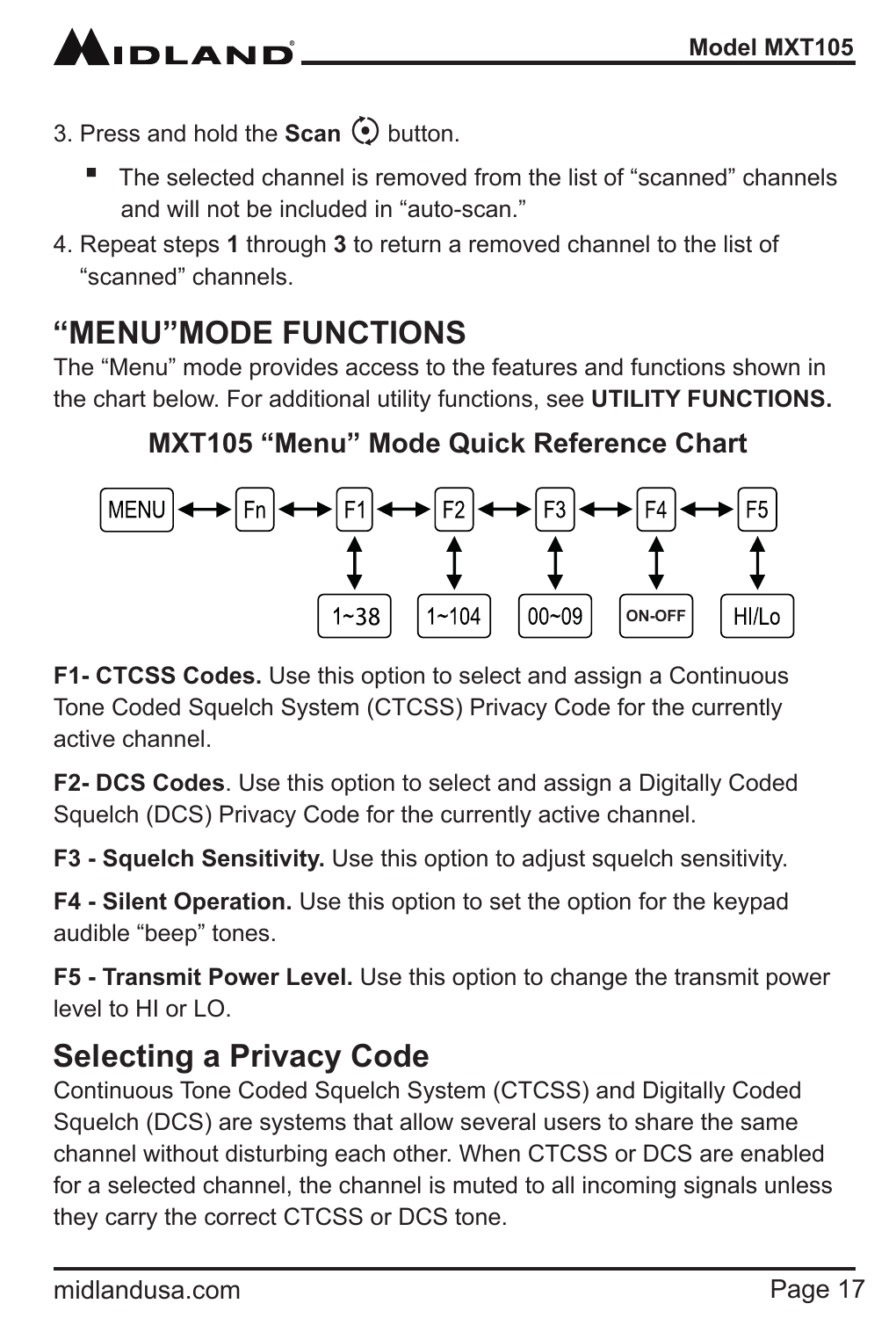3. Press and hold the **Scan** button.

   - The selected channel is removed from the list of "scanned" channels and will not be included in "auto-scan."

4. Repeat steps **1** through **3** to return a removed channel to the list of "scanned" channels.

## "MENU"MODE FUNCTIONS

The "Menu" mode provides access to the features and functions shown in the chart below. For additional utility functions, see **UTILITY FUNCTIONS.**

### MXT105 "Menu" Mode Quick Reference Chart

MENU ↔ Fn ↔ F1 ↔ F2 ↔ F3 ↔ F4 ↔ F5

| F1 | F2 | F3 | F4 | F5 |
|---|---|---|---|---|
| 1~38 | 1~104 | 00~09 | ON-OFF | HI/Lo |

**F1- CTCSS Codes.** Use this option to select and assign a Continuous Tone Coded Squelch System (CTCSS) Privacy Code for the currently active channel.

**F2- DCS Codes**. Use this option to select and assign a Digitally Coded Squelch (DCS) Privacy Code for the currently active channel.

**F3 - Squelch Sensitivity.** Use this option to adjust squelch sensitivity.

**F4 - Silent Operation.** Use this option to set the option for the keypad audible "beep" tones.

**F5 - Transmit Power Level.** Use this option to change the transmit power level to HI or LO.

## Selecting a Privacy Code

Continuous Tone Coded Squelch System (CTCSS) and Digitally Coded Squelch (DCS) are systems that allow several users to share the same channel without disturbing each other. When CTCSS or DCS are enabled for a selected channel, the channel is muted to all incoming signals unless they carry the correct CTCSS or DCS tone.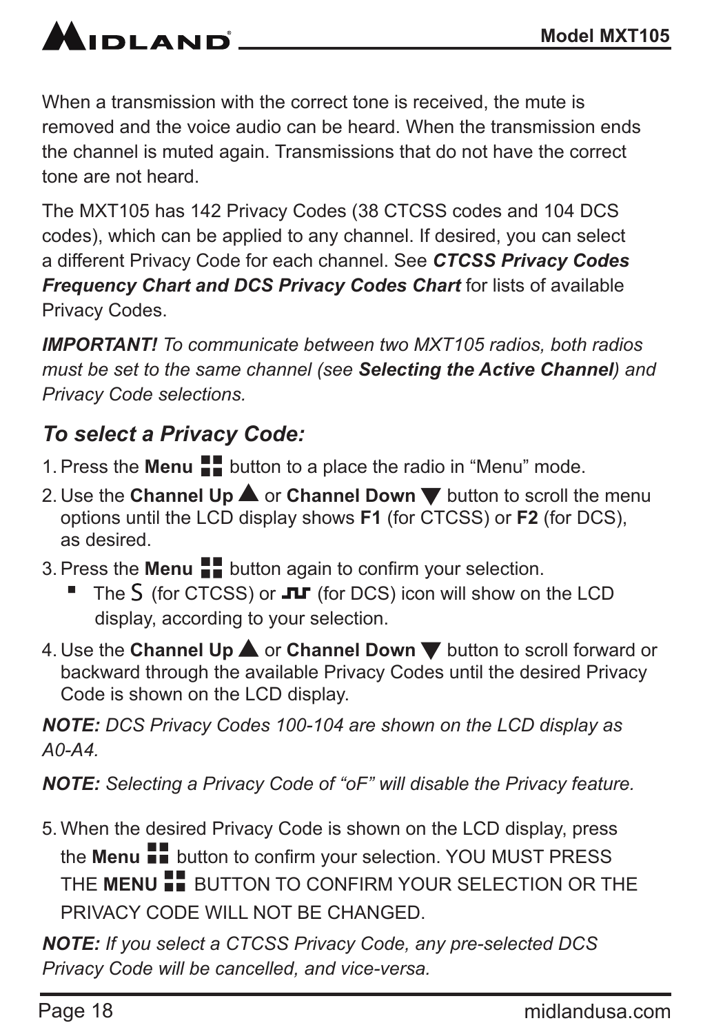When a transmission with the correct tone is received, the mute is removed and the voice audio can be heard. When the transmission ends the channel is muted again. Transmissions that do not have the correct tone are not heard.

The MXT105 has 142 Privacy Codes (38 CTCSS codes and 104 DCS codes), which can be applied to any channel. If desired, you can select a different Privacy Code for each channel. See ***CTCSS Privacy Codes Frequency Chart and DCS Privacy Codes Chart*** for lists of available Privacy Codes.

***IMPORTANT!*** *To communicate between two MXT105 radios, both radios must be set to the same channel (see **Selecting the Active Channel**) and Privacy Code selections.*

### *To select a Privacy Code:*

1. Press the **Menu** button to a place the radio in "Menu" mode.
2. Use the **Channel Up** ▲ or **Channel Down** ▼ button to scroll the menu options until the LCD display shows **F1** (for CTCSS) or **F2** (for DCS), as desired.
3. Press the **Menu** button again to confirm your selection.
   - The S (for CTCSS) or ⎍⎍ (for DCS) icon will show on the LCD display, according to your selection.
4. Use the **Channel Up** ▲ or **Channel Down** ▼ button to scroll forward or backward through the available Privacy Codes until the desired Privacy Code is shown on the LCD display.

***NOTE:*** *DCS Privacy Codes 100-104 are shown on the LCD display as A0-A4.*

***NOTE:*** *Selecting a Privacy Code of "oF" will disable the Privacy feature.*

5. When the desired Privacy Code is shown on the LCD display, press the **Menu** button to confirm your selection. YOU MUST PRESS THE **MENU** BUTTON TO CONFIRM YOUR SELECTION OR THE PRIVACY CODE WILL NOT BE CHANGED.

***NOTE:*** *If you select a CTCSS Privacy Code, any pre-selected DCS Privacy Code will be cancelled, and vice-versa.*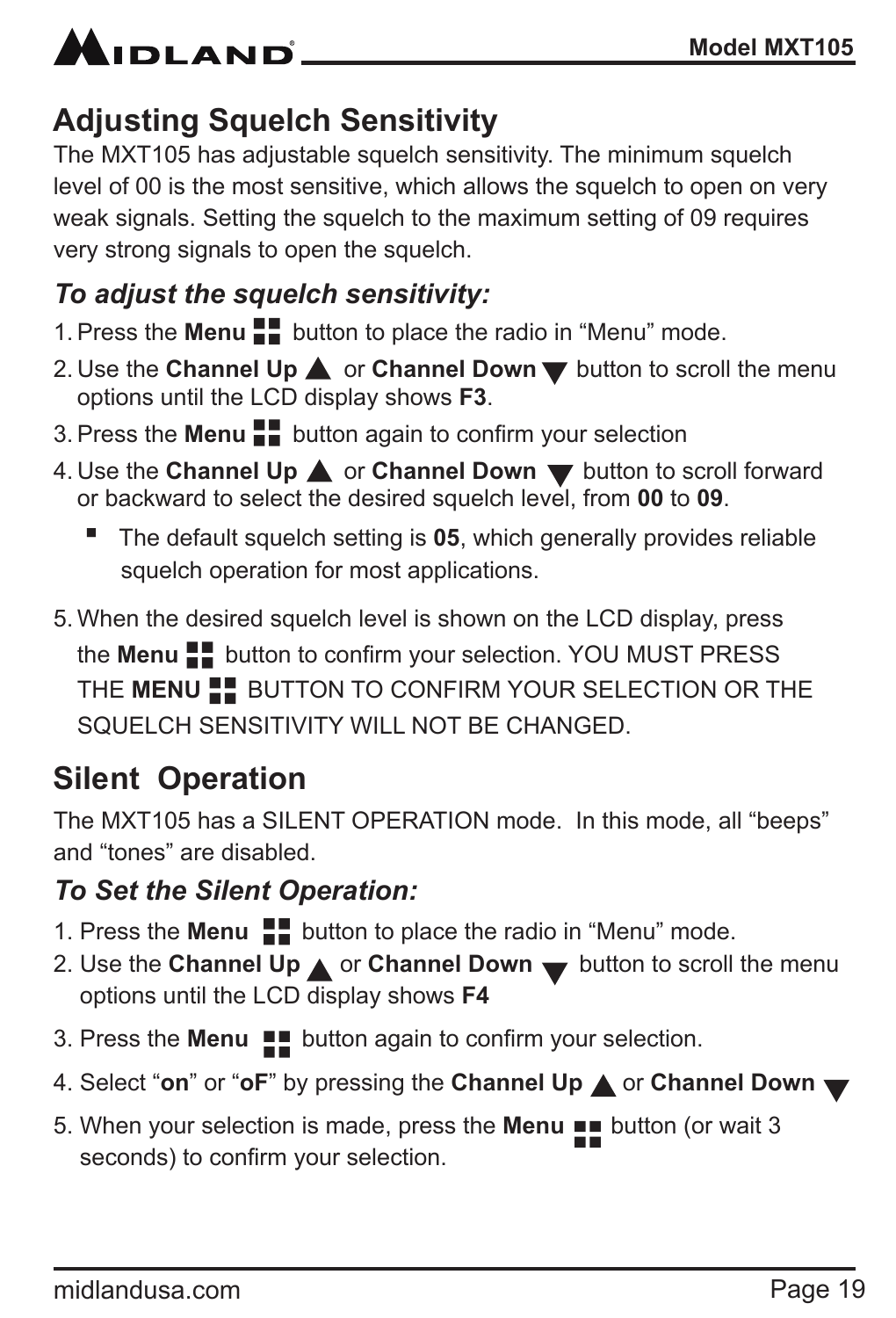## Adjusting Squelch Sensitivity

The MXT105 has adjustable squelch sensitivity. The minimum squelch level of 00 is the most sensitive, which allows the squelch to open on very weak signals. Setting the squelch to the maximum setting of 09 requires very strong signals to open the squelch.

### *To adjust the squelch sensitivity:*

1. Press the **Menu** button to place the radio in "Menu" mode.
2. Use the **Channel Up** ▲ or **Channel Down** ▼ button to scroll the menu options until the LCD display shows **F3**.
3. Press the **Menu** button again to confirm your selection
4. Use the **Channel Up** ▲ or **Channel Down** ▼ button to scroll forward or backward to select the desired squelch level, from **00** to **09**.
   - The default squelch setting is **05**, which generally provides reliable squelch operation for most applications.
5. When the desired squelch level is shown on the LCD display, press the **Menu** button to confirm your selection. YOU MUST PRESS THE **MENU** BUTTON TO CONFIRM YOUR SELECTION OR THE SQUELCH SENSITIVITY WILL NOT BE CHANGED.

## Silent Operation

The MXT105 has a SILENT OPERATION mode. In this mode, all "beeps" and "tones" are disabled.

### *To Set the Silent Operation:*

1. Press the **Menu** button to place the radio in "Menu" mode.
2. Use the **Channel Up** ▲ or **Channel Down** ▼ button to scroll the menu options until the LCD display shows **F4**
3. Press the **Menu** button again to confirm your selection.
4. Select "**on**" or "**oF**" by pressing the **Channel Up** ▲ or **Channel Down** ▼
5. When your selection is made, press the **Menu** button (or wait 3 seconds) to confirm your selection.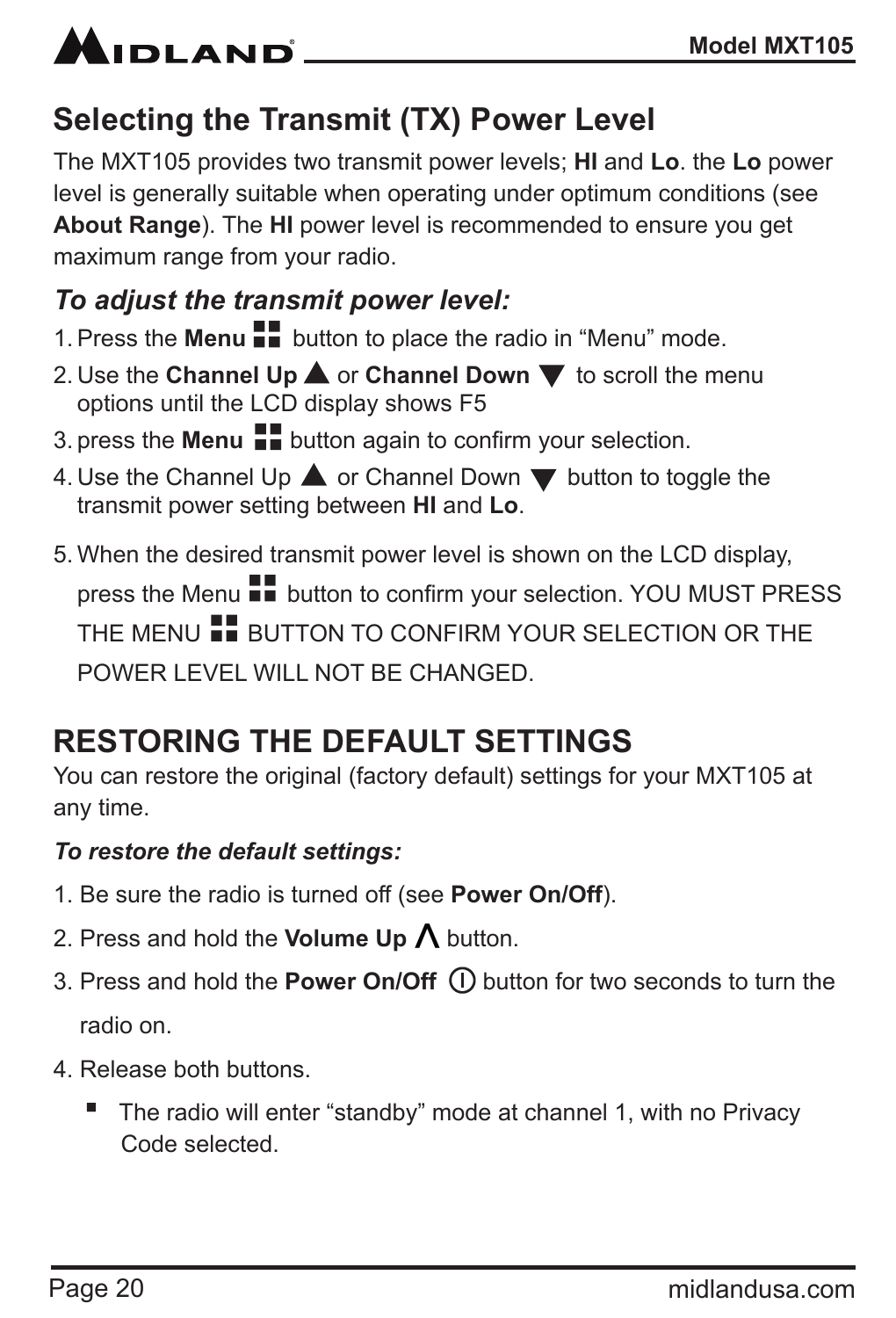## Selecting the Transmit (TX) Power Level

The MXT105 provides two transmit power levels; **HI** and **Lo**. the **Lo** power level is generally suitable when operating under optimum conditions (see **About Range**). The **HI** power level is recommended to ensure you get maximum range from your radio.

### *To adjust the transmit power level:*

1. Press the **Menu** button to place the radio in "Menu" mode.
2. Use the **Channel Up** ▲ or **Channel Down** ▼ to scroll the menu options until the LCD display shows F5
3. press the **Menu** button again to confirm your selection.
4. Use the Channel Up ▲ or Channel Down ▼ button to toggle the transmit power setting between **HI** and **Lo**.
5. When the desired transmit power level is shown on the LCD display, press the Menu button to confirm your selection. YOU MUST PRESS THE MENU BUTTON TO CONFIRM YOUR SELECTION OR THE POWER LEVEL WILL NOT BE CHANGED.

## RESTORING THE DEFAULT SETTINGS

You can restore the original (factory default) settings for your MXT105 at any time.

### *To restore the default settings:*

1. Be sure the radio is turned off (see **Power On/Off**).
2. Press and hold the **Volume Up** Λ button.
3. Press and hold the **Power On/Off** button for two seconds to turn the radio on.
4. Release both buttons.
   - The radio will enter "standby" mode at channel 1, with no Privacy Code selected.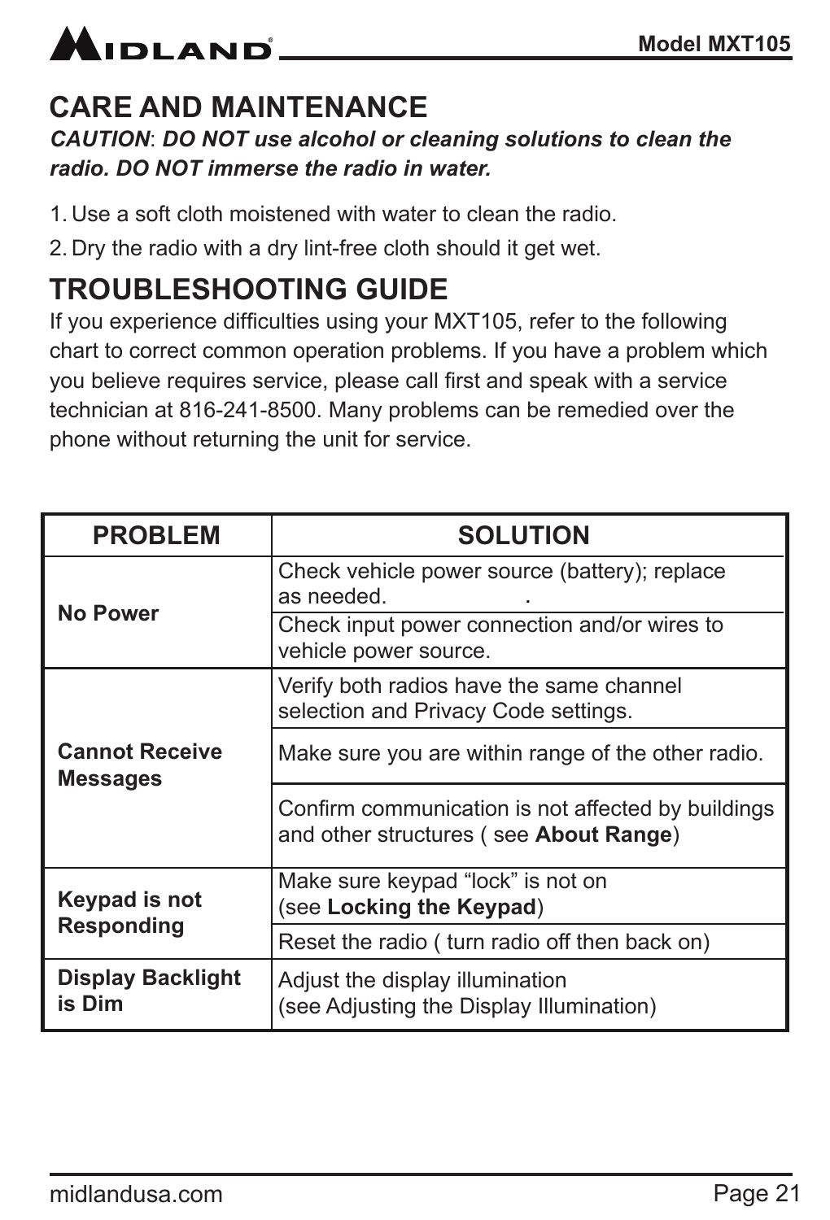## CARE AND MAINTENANCE

***CAUTION*: *DO NOT use alcohol or cleaning solutions to clean the radio. DO NOT immerse the radio in water.***

1. Use a soft cloth moistened with water to clean the radio.
2. Dry the radio with a dry lint-free cloth should it get wet.

## TROUBLESHOOTING GUIDE

If you experience difficulties using your MXT105, refer to the following chart to correct common operation problems. If you have a problem which you believe requires service, please call first and speak with a service technician at 816-241-8500. Many problems can be remedied over the phone without returning the unit for service.

| PROBLEM | SOLUTION |
|---|---|
| **No Power** | Check vehicle power source (battery); replace as needed. |
| | Check input power connection and/or wires to vehicle power source. |
| **Cannot Receive Messages** | Verify both radios have the same channel selection and Privacy Code settings. |
| | Make sure you are within range of the other radio. |
| | Confirm communication is not affected by buildings and other structures ( see **About Range**) |
| **Keypad is not Responding** | Make sure keypad “lock” is not on (see **Locking the Keypad**) |
| | Reset the radio ( turn radio off then back on) |
| **Display Backlight is Dim** | Adjust the display illumination (see Adjusting the Display Illumination) |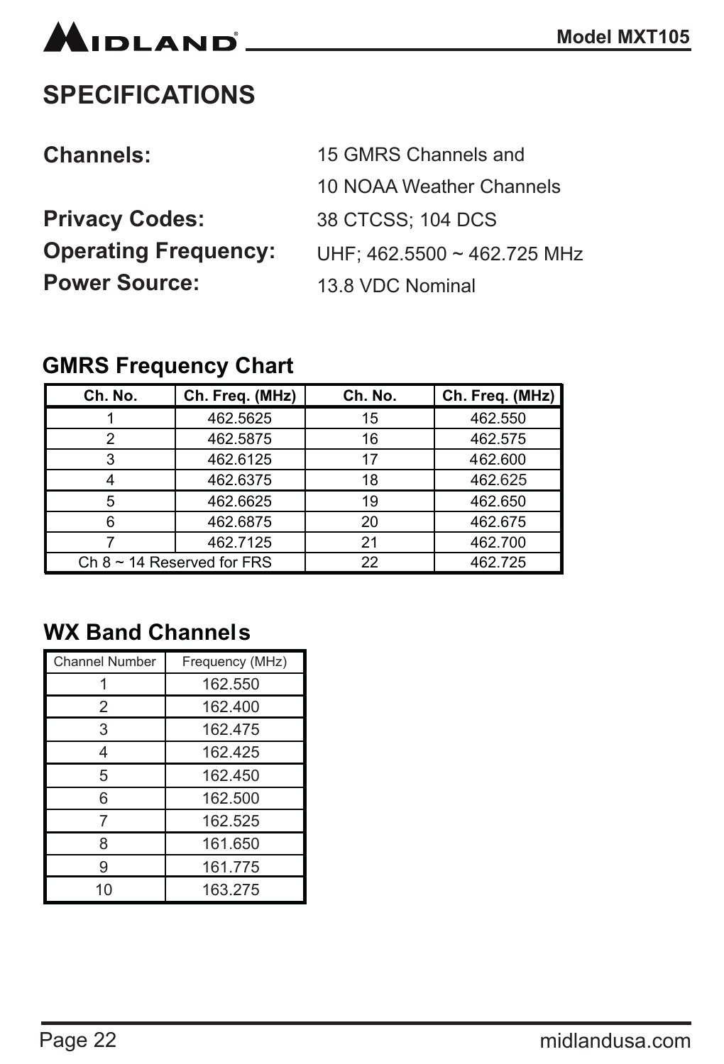# SPECIFICATIONS

**Channels:** 15 GMRS Channels and
10 NOAA Weather Channels

**Privacy Codes:** 38 CTCSS; 104 DCS

**Operating Frequency:** UHF; 462.5500 ~ 462.725 MHz

**Power Source:** 13.8 VDC Nominal

## GMRS Frequency Chart

| Ch. No. | Ch. Freq. (MHz) | Ch. No. | Ch. Freq. (MHz) |
|---|---|---|---|
| 1 | 462.5625 | 15 | 462.550 |
| 2 | 462.5875 | 16 | 462.575 |
| 3 | 462.6125 | 17 | 462.600 |
| 4 | 462.6375 | 18 | 462.625 |
| 5 | 462.6625 | 19 | 462.650 |
| 6 | 462.6875 | 20 | 462.675 |
| 7 | 462.7125 | 21 | 462.700 |
| Ch 8 ~ 14 Reserved for FRS | | 22 | 462.725 |

## WX Band Channels

| Channel Number | Frequency (MHz) |
|---|---|
| 1 | 162.550 |
| 2 | 162.400 |
| 3 | 162.475 |
| 4 | 162.425 |
| 5 | 162.450 |
| 6 | 162.500 |
| 7 | 162.525 |
| 8 | 161.650 |
| 9 | 161.775 |
| 10 | 163.275 |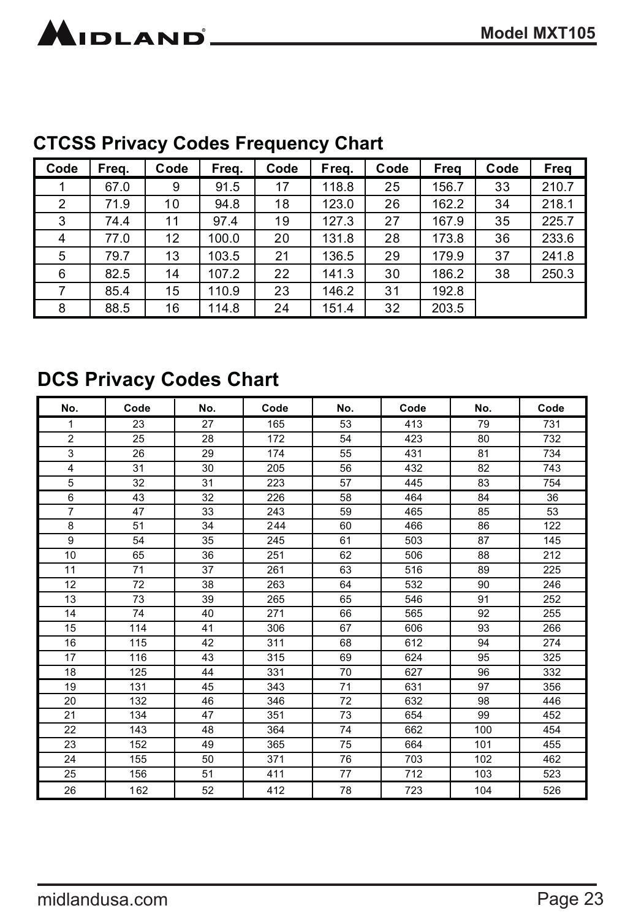## CTCSS Privacy Codes Frequency Chart

| Code | Freq. | Code | Freq. | Code | Freq. | Code | Freq | Code | Freq |
|---|---|---|---|---|---|---|---|---|---|
| 1 | 67.0 | 9 | 91.5 | 17 | 118.8 | 25 | 156.7 | 33 | 210.7 |
| 2 | 71.9 | 10 | 94.8 | 18 | 123.0 | 26 | 162.2 | 34 | 218.1 |
| 3 | 74.4 | 11 | 97.4 | 19 | 127.3 | 27 | 167.9 | 35 | 225.7 |
| 4 | 77.0 | 12 | 100.0 | 20 | 131.8 | 28 | 173.8 | 36 | 233.6 |
| 5 | 79.7 | 13 | 103.5 | 21 | 136.5 | 29 | 179.9 | 37 | 241.8 |
| 6 | 82.5 | 14 | 107.2 | 22 | 141.3 | 30 | 186.2 | 38 | 250.3 |
| 7 | 85.4 | 15 | 110.9 | 23 | 146.2 | 31 | 192.8 | | |
| 8 | 88.5 | 16 | 114.8 | 24 | 151.4 | 32 | 203.5 | | |

## DCS Privacy Codes Chart

| No. | Code | No. | Code | No. | Code | No. | Code |
|---|---|---|---|---|---|---|---|
| 1 | 23 | 27 | 165 | 53 | 413 | 79 | 731 |
| 2 | 25 | 28 | 172 | 54 | 423 | 80 | 732 |
| 3 | 26 | 29 | 174 | 55 | 431 | 81 | 734 |
| 4 | 31 | 30 | 205 | 56 | 432 | 82 | 743 |
| 5 | 32 | 31 | 223 | 57 | 445 | 83 | 754 |
| 6 | 43 | 32 | 226 | 58 | 464 | 84 | 36 |
| 7 | 47 | 33 | 243 | 59 | 465 | 85 | 53 |
| 8 | 51 | 34 | 244 | 60 | 466 | 86 | 122 |
| 9 | 54 | 35 | 245 | 61 | 503 | 87 | 145 |
| 10 | 65 | 36 | 251 | 62 | 506 | 88 | 212 |
| 11 | 71 | 37 | 261 | 63 | 516 | 89 | 225 |
| 12 | 72 | 38 | 263 | 64 | 532 | 90 | 246 |
| 13 | 73 | 39 | 265 | 65 | 546 | 91 | 252 |
| 14 | 74 | 40 | 271 | 66 | 565 | 92 | 255 |
| 15 | 114 | 41 | 306 | 67 | 606 | 93 | 266 |
| 16 | 115 | 42 | 311 | 68 | 612 | 94 | 274 |
| 17 | 116 | 43 | 315 | 69 | 624 | 95 | 325 |
| 18 | 125 | 44 | 331 | 70 | 627 | 96 | 332 |
| 19 | 131 | 45 | 343 | 71 | 631 | 97 | 356 |
| 20 | 132 | 46 | 346 | 72 | 632 | 98 | 446 |
| 21 | 134 | 47 | 351 | 73 | 654 | 99 | 452 |
| 22 | 143 | 48 | 364 | 74 | 662 | 100 | 454 |
| 23 | 152 | 49 | 365 | 75 | 664 | 101 | 455 |
| 24 | 155 | 50 | 371 | 76 | 703 | 102 | 462 |
| 25 | 156 | 51 | 411 | 77 | 712 | 103 | 523 |
| 26 | 162 | 52 | 412 | 78 | 723 | 104 | 526 |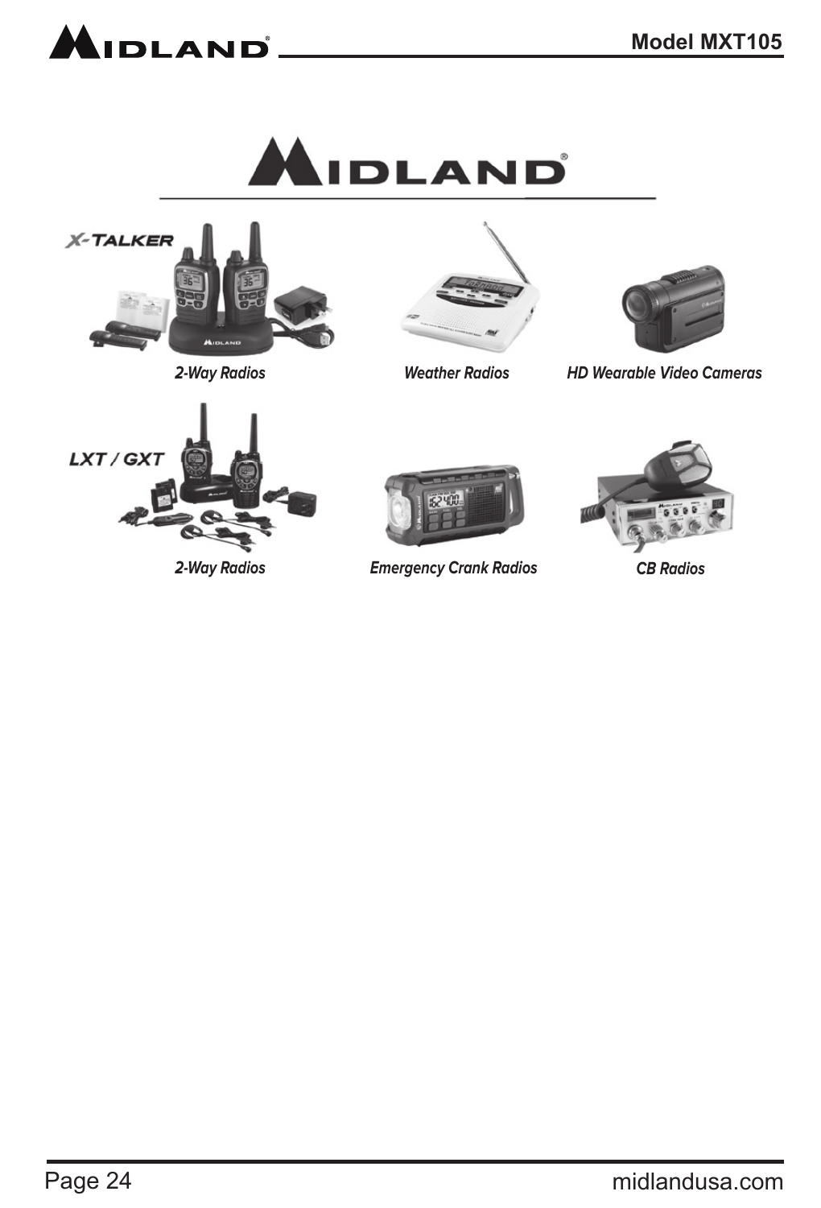X-TALKER

*2-Way Radios*

*Weather Radios*

*HD Wearable Video Cameras*

LXT / GXT

*2-Way Radios*

*Emergency Crank Radios*

*CB Radios*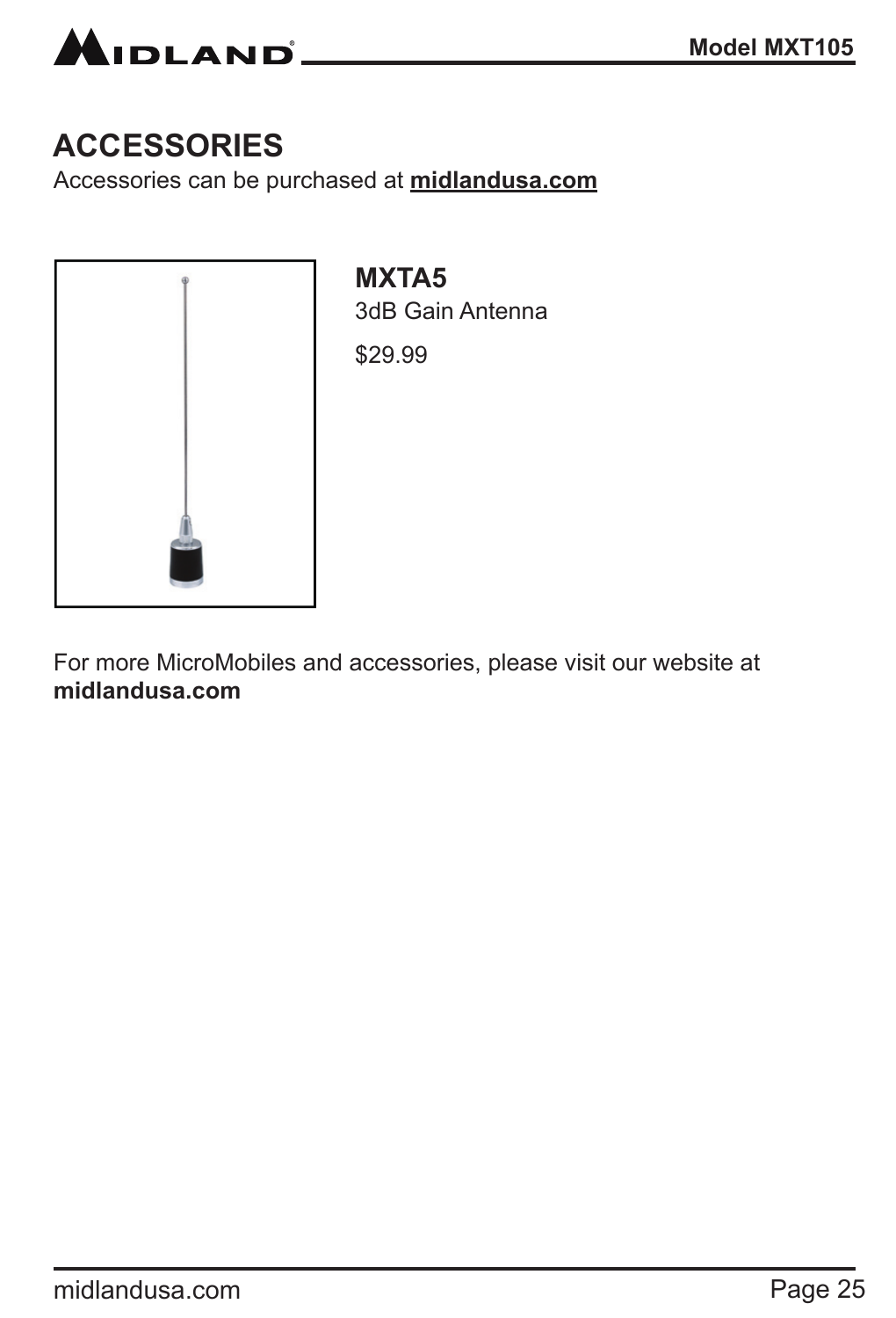# ACCESSORIES

Accessories can be purchased at **midlandusa.com**

**MXTA5**

3dB Gain Antenna

$29.99

For more MicroMobiles and accessories, please visit our website at **midlandusa.com**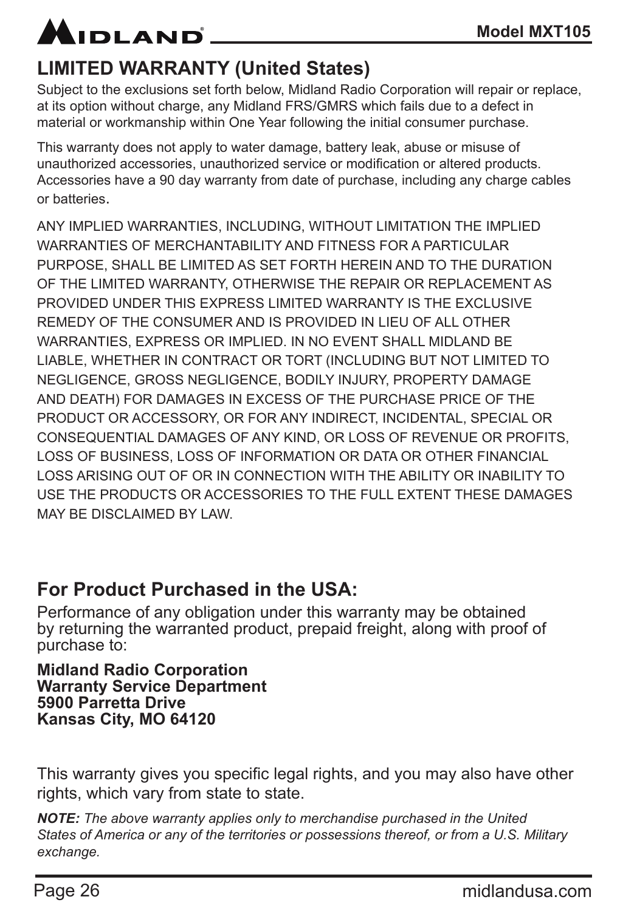## LIMITED WARRANTY (United States)

Subject to the exclusions set forth below, Midland Radio Corporation will repair or replace, at its option without charge, any Midland FRS/GMRS which fails due to a defect in material or workmanship within One Year following the initial consumer purchase.

This warranty does not apply to water damage, battery leak, abuse or misuse of unauthorized accessories, unauthorized service or modification or altered products. Accessories have a 90 day warranty from date of purchase, including any charge cables or batteries.

ANY IMPLIED WARRANTIES, INCLUDING, WITHOUT LIMITATION THE IMPLIED WARRANTIES OF MERCHANTABILITY AND FITNESS FOR A PARTICULAR PURPOSE, SHALL BE LIMITED AS SET FORTH HEREIN AND TO THE DURATION OF THE LIMITED WARRANTY, OTHERWISE THE REPAIR OR REPLACEMENT AS PROVIDED UNDER THIS EXPRESS LIMITED WARRANTY IS THE EXCLUSIVE REMEDY OF THE CONSUMER AND IS PROVIDED IN LIEU OF ALL OTHER WARRANTIES, EXPRESS OR IMPLIED. IN NO EVENT SHALL MIDLAND BE LIABLE, WHETHER IN CONTRACT OR TORT (INCLUDING BUT NOT LIMITED TO NEGLIGENCE, GROSS NEGLIGENCE, BODILY INJURY, PROPERTY DAMAGE AND DEATH) FOR DAMAGES IN EXCESS OF THE PURCHASE PRICE OF THE PRODUCT OR ACCESSORY, OR FOR ANY INDIRECT, INCIDENTAL, SPECIAL OR CONSEQUENTIAL DAMAGES OF ANY KIND, OR LOSS OF REVENUE OR PROFITS, LOSS OF BUSINESS, LOSS OF INFORMATION OR DATA OR OTHER FINANCIAL LOSS ARISING OUT OF OR IN CONNECTION WITH THE ABILITY OR INABILITY TO USE THE PRODUCTS OR ACCESSORIES TO THE FULL EXTENT THESE DAMAGES MAY BE DISCLAIMED BY LAW.

## For Product Purchased in the USA:

Performance of any obligation under this warranty may be obtained by returning the warranted product, prepaid freight, along with proof of purchase to:

**Midland Radio Corporation**
**Warranty Service Department**
**5900 Parretta Drive**
**Kansas City, MO 64120**

This warranty gives you specific legal rights, and you may also have other rights, which vary from state to state.

***NOTE:*** *The above warranty applies only to merchandise purchased in the United States of America or any of the territories or possessions thereof, or from a U.S. Military exchange.*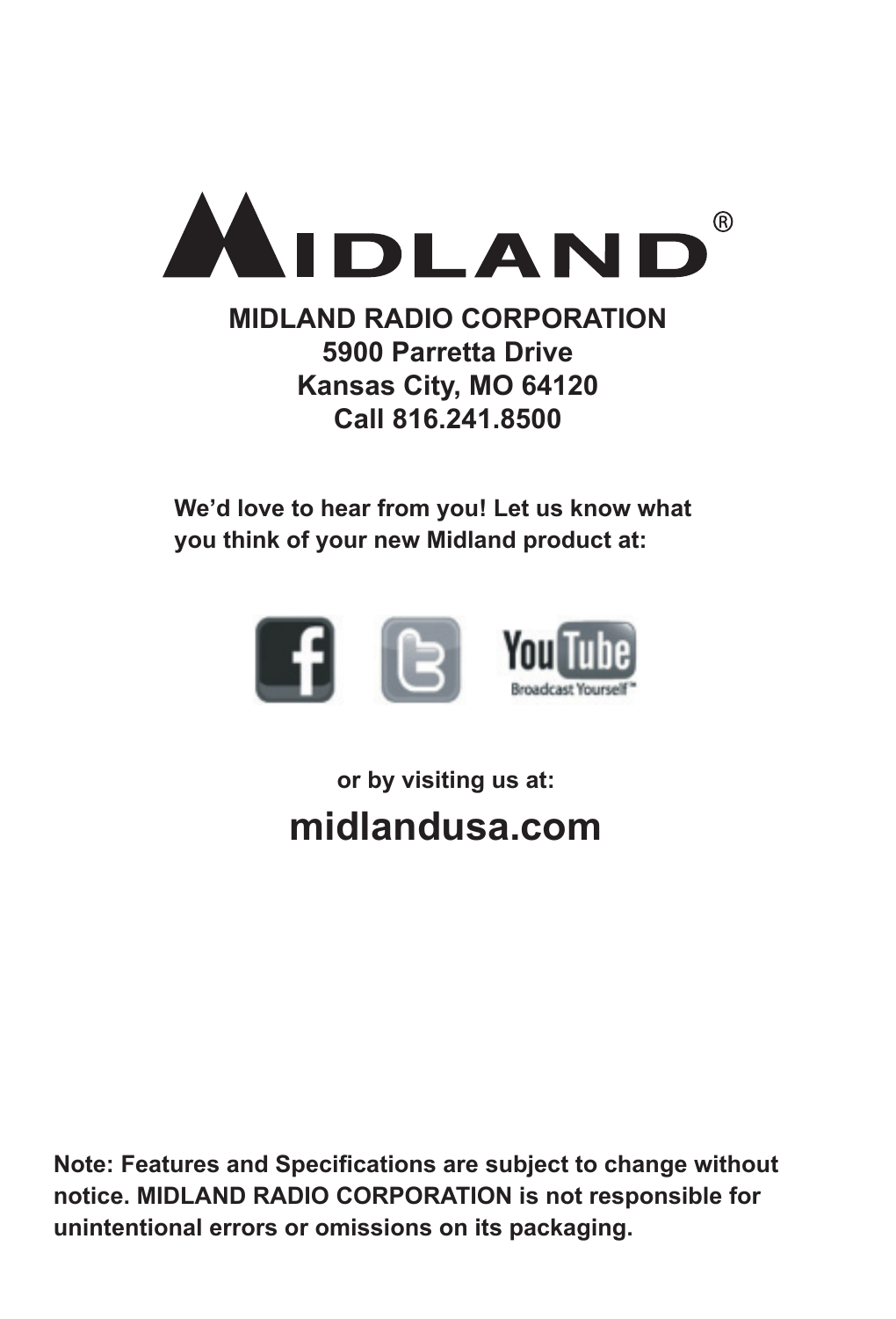# MIDLAND®

**MIDLAND RADIO CORPORATION**
**5900 Parretta Drive**
**Kansas City, MO 64120**
**Call 816.241.8500**

**We'd love to hear from you! Let us know what you think of your new Midland product at:**

**or by visiting us at:**

## midlandusa.com

**Note: Features and Specifications are subject to change without notice. MIDLAND RADIO CORPORATION is not responsible for unintentional errors or omissions on its packaging.**